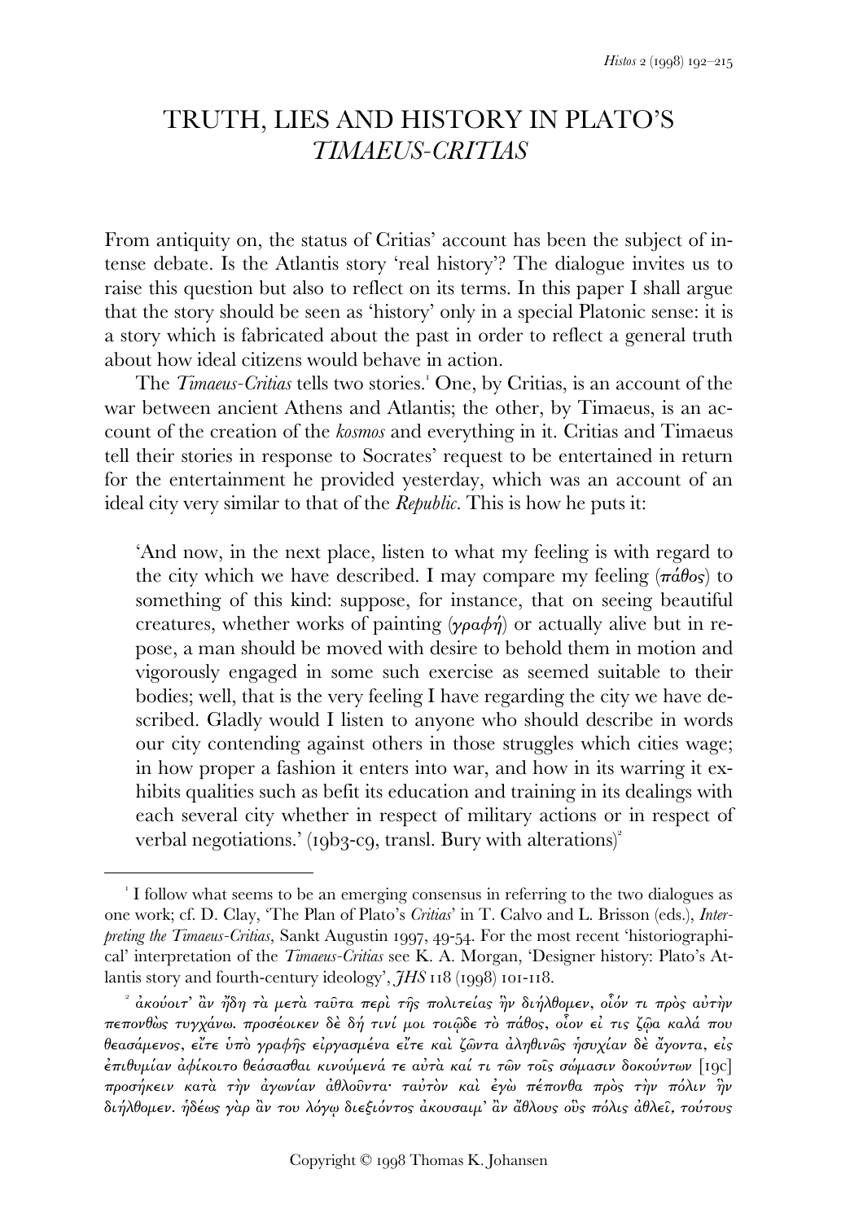# TRUTH, LIES AND HISTORY IN PLATO'S *TIMAEUS-CRITIAS*

From antiquity on, the status of Critias' account has been the subject of intense debate. Is the Atlantis story 'real history'? The dialogue invites us to raise this question but also to reflect on its terms. In this paper I shall argue that the story should be seen as 'history' only in a special Platonic sense: it is a story which is fabricated about the past in order to reflect a general truth about how ideal citizens would behave in action.

The *Timaeus-Critias* tells two stories.[1] One, by Critias, is an account of the war between ancient Athens and Atlantis; the other, by Timaeus, is an account of the creation of the *kosmos* and everything in it. Critias and Timaeus tell their stories in response to Socrates' request to be entertained in return for the entertainment he provided yesterday, which was an account of an ideal city very similar to that of the *Republic*. This is how he puts it:

> 'And now, in the next place, listen to what my feeling is with regard to the city which we have described. I may compare my feeling (*πάθος*) to something of this kind: suppose, for instance, that on seeing beautiful creatures, whether works of painting (*γραφή*) or actually alive but in repose, a man should be moved with desire to behold them in motion and vigorously engaged in some such exercise as seemed suitable to their bodies; well, that is the very feeling I have regarding the city we have described. Gladly would I listen to anyone who should describe in words our city contending against others in those struggles which cities wage; in how proper a fashion it enters into war, and how in its warring it exhibits qualities such as befit its education and training in its dealings with each several city whether in respect of military actions or in respect of verbal negotiations.' (19b3-c9, transl. Bury with alterations)[2]

---

[1] I follow what seems to be an emerging consensus in referring to the two dialogues as one work; cf. D. Clay, 'The Plan of Plato's *Critias*' in T. Calvo and L. Brisson (eds.), *Interpreting the Timaeus-Critias*, Sankt Augustin 1997, 49-54. For the most recent 'historiographical' interpretation of the *Timaeus-Critias* see K. A. Morgan, 'Designer history: Plato's Atlantis story and fourth-century ideology', *JHS* 118 (1998) 101-118.

[2] ἀκούοιτ' ἂν ἤδη τὰ μετὰ ταῦτα περὶ τῆς πολιτείας ἣν διήλθομεν, οἷόν τι πρὸς αὐτὴν πεπονθὼς τυγχάνω. προσέοικεν δὲ δή τινί μοι τοιῷδε τὸ πάθος, οἷον εἴ τις ζῷα καλά που θεασάμενος, εἴτε ὑπὸ γραφῆς εἰργασμένα εἴτε καὶ ζῶντα ἀληθινῶς ἡσυχίαν δὲ ἄγοντα, εἰς ἐπιθυμίαν ἀφίκοιτο θεάσασθαι κινούμενά τε αὐτὰ καί τι τῶν τοῖς σώμασιν δοκούντων [19c] προσήκειν κατὰ τὴν ἀγωνίαν ἀθλοῦντα· ταὐτὸν καὶ ἐγὼ πέπονθα πρὸς τὴν πόλιν ἣν διήλθομεν. ἡδέως γὰρ ἄν του λόγῳ διεξιόντος ἀκούσαιμ' ἂν ἄθλους οὓς πόλις ἀθλεῖ, τούτους

Copyright © 1998 Thomas K. Johansen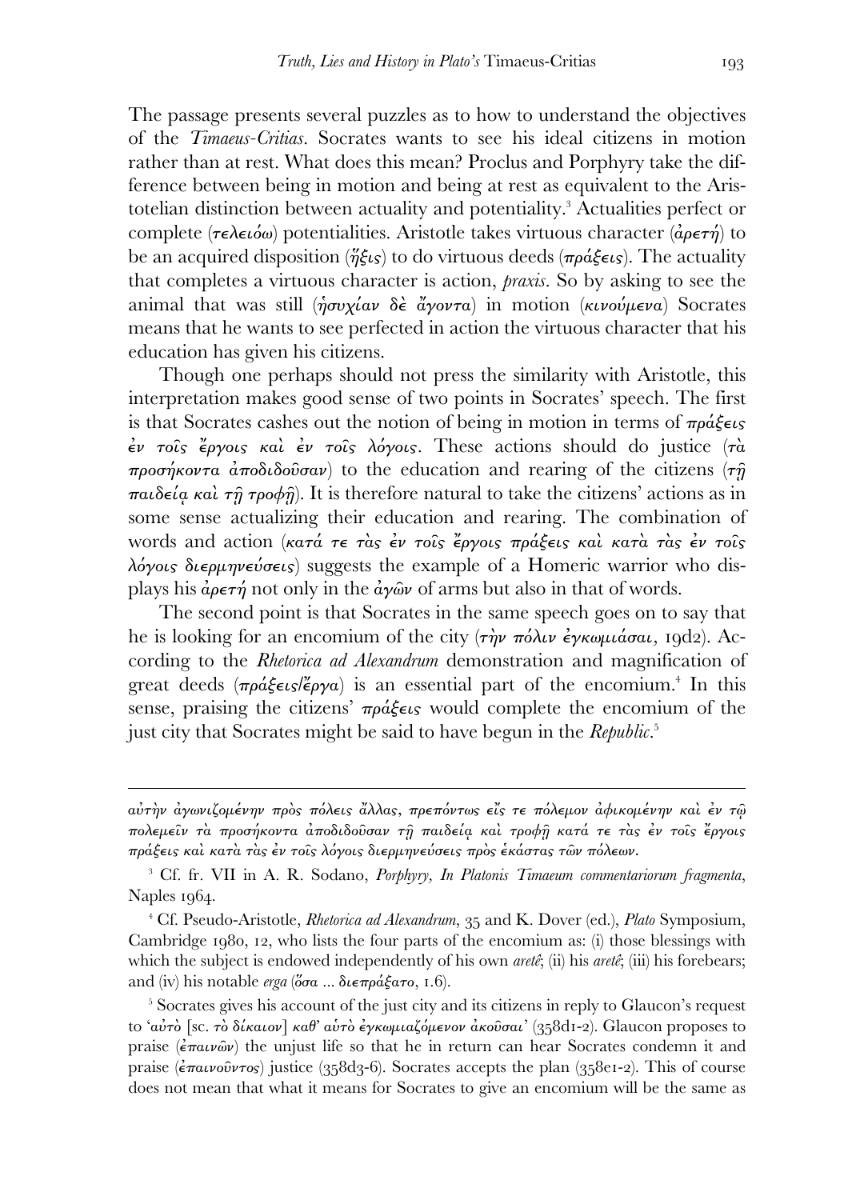The passage presents several puzzles as to how to understand the objectives of the *Timaeus-Critias*. Socrates wants to see his ideal citizens in motion rather than at rest. What does this mean? Proclus and Porphyry take the difference between being in motion and being at rest as equivalent to the Aristotelian distinction between actuality and potentiality.[3] Actualities perfect or complete (τελειόω) potentialities. Aristotle takes virtuous character (ἀρετή) to be an acquired disposition (ἕξις) to do virtuous deeds (πράξεις). The actuality that completes a virtuous character is action, *praxis*. So by asking to see the animal that was still (ἡσυχίαν δὲ ἄγοντα) in motion (κινούμενα) Socrates means that he wants to see perfected in action the virtuous character that his education has given his citizens.

Though one perhaps should not press the similarity with Aristotle, this interpretation makes good sense of two points in Socrates' speech. The first is that Socrates cashes out the notion of being in motion in terms of πράξεις ἐν τοῖς ἔργοις καὶ ἐν τοῖς λόγοις. These actions should do justice (τὰ προσήκοντα ἀποδιδοῦσαν) to the education and rearing of the citizens (τῇ παιδείᾳ καὶ τῇ τροφῇ). It is therefore natural to take the citizens' actions as in some sense actualizing their education and rearing. The combination of words and action (κατά τε τὰς ἐν τοῖς ἔργοις πράξεις καὶ κατὰ τὰς ἐν τοῖς λόγοις διερμηνεύσεις) suggests the example of a Homeric warrior who displays his ἀρετή not only in the ἀγῶν of arms but also in that of words.

The second point is that Socrates in the same speech goes on to say that he is looking for an encomium of the city (τὴν πόλιν ἐγκωμιάσαι, 19d2). According to the *Rhetorica ad Alexandrum* demonstration and magnification of great deeds (πράξεις/ἔργα) is an essential part of the encomium.[4] In this sense, praising the citizens' πράξεις would complete the encomium of the just city that Socrates might be said to have begun in the *Republic*.[5]

---

αὐτὴν ἀγωνιζομένην πρὸς πόλεις ἄλλας, πρεπόντως εἴς τε πόλεμον ἀφικομένην καὶ ἐν τῷ πολεμεῖν τὰ προσήκοντα ἀποδιδοῦσαν τῇ παιδείᾳ καὶ τροφῇ κατά τε τὰς ἐν τοῖς ἔργοις πράξεις καὶ κατὰ τὰς ἐν τοῖς λόγοις διερμηνεύσεις πρὸς ἑκάστας τῶν πόλεων.

[3] Cf. fr. VII in A. R. Sodano, *Porphyry, In Platonis Timaeum commentariorum fragmenta*, Naples 1964.

[4] Cf. Pseudo-Aristotle, *Rhetorica ad Alexandrum*, 35 and K. Dover (ed.), *Plato* Symposium, Cambridge 1980, 12, who lists the four parts of the encomium as: (i) those blessings with which the subject is endowed independently of his own *aretê*; (ii) his *aretê*; (iii) his forebears; and (iv) his notable *erga* (ὅσα ... διεπράξατο, 1.6).

[5] Socrates gives his account of the just city and its citizens in reply to Glaucon's request to 'αὐτὸ [sc. τὸ δίκαιον] καθ' αὑτὸ ἐγκωμιαζόμενον ἀκοῦσαι' (358d1-2). Glaucon proposes to praise (ἐπαινῶν) the unjust life so that he in return can hear Socrates condemn it and praise (ἐπαινοῦντος) justice (358d3-6). Socrates accepts the plan (358e1-2). This of course does not mean that what it means for Socrates to give an encomium will be the same as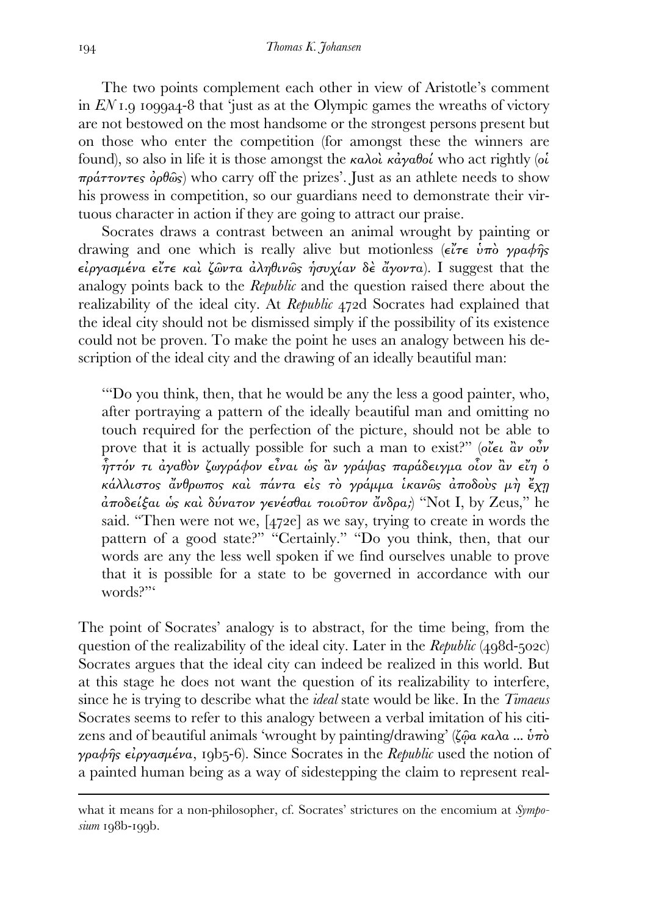The two points complement each other in view of Aristotle's comment in *EN* 1.9 1099a4-8 that 'just as at the Olympic games the wreaths of victory are not bestowed on the most handsome or the strongest persons present but on those who enter the competition (for amongst these the winners are found), so also in life it is those amongst the καλοὶ κἀγαθοί who act rightly (οἱ πράττοντες ὀρθῶς) who carry off the prizes'. Just as an athlete needs to show his prowess in competition, so our guardians need to demonstrate their virtuous character in action if they are going to attract our praise.

Socrates draws a contrast between an animal wrought by painting or drawing and one which is really alive but motionless (εἴτε ὑπὸ γραφῆς εἰργασμένα εἴτε καὶ ζῶντα ἀληθινῶς ἡσυχίαν δὲ ἄγοντα). I suggest that the analogy points back to the *Republic* and the question raised there about the realizability of the ideal city. At *Republic* 472d Socrates had explained that the ideal city should not be dismissed simply if the possibility of its existence could not be proven. To make the point he uses an analogy between his description of the ideal city and the drawing of an ideally beautiful man:

> '"Do you think, then, that he would be any the less a good painter, who, after portraying a pattern of the ideally beautiful man and omitting no touch required for the perfection of the picture, should not be able to prove that it is actually possible for such a man to exist?" (οἴει ἂν οὖν ἧττόν τι ἀγαθὸν ζωγράφον εἶναι ὡς ἂν γράψας παράδειγμα οἷον ἂν εἴη ὁ κάλλιστος ἄνθρωπος καὶ πάντα εἰς τὸ γράμμα ἱκανῶς ἀποδοὺς μὴ ἔχῃ ἀποδείξαι ὡς καὶ δύνατον γενέσθαι τοιοῦτον ἄνδρα;) "Not I, by Zeus," he said. "Then were not we, [472e] as we say, trying to create in words the pattern of a good state?" "Certainly." "Do you think, then, that our words are any the less well spoken if we find ourselves unable to prove that it is possible for a state to be governed in accordance with our words?"'

The point of Socrates' analogy is to abstract, for the time being, from the question of the realizability of the ideal city. Later in the *Republic* (498d-502c) Socrates argues that the ideal city can indeed be realized in this world. But at this stage he does not want the question of its realizability to interfere, since he is trying to describe what the *ideal* state would be like. In the *Timaeus* Socrates seems to refer to this analogy between a verbal imitation of his citizens and of beautiful animals 'wrought by painting/drawing' (ζῷα καλα ... ὑπὸ γραφῆς εἰργασμένα, 19b5-6). Since Socrates in the *Republic* used the notion of a painted human being as a way of sidestepping the claim to represent real-

---

what it means for a non-philosopher, cf. Socrates' strictures on the encomium at *Symposium* 198b-199b.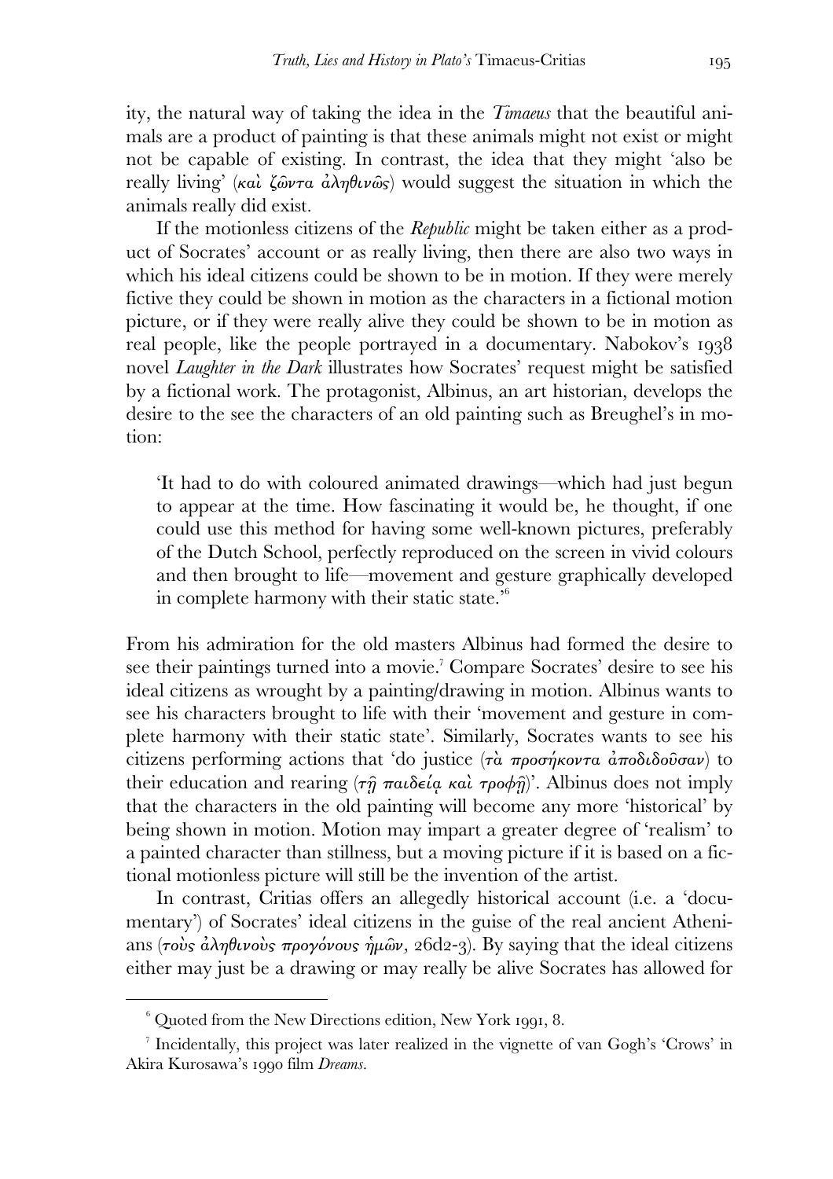ity, the natural way of taking the idea in the *Timaeus* that the beautiful animals are a product of painting is that these animals might not exist or might not be capable of existing. In contrast, the idea that they might 'also be really living' (καὶ ζῶντα ἀληθινῶς) would suggest the situation in which the animals really did exist.

If the motionless citizens of the *Republic* might be taken either as a product of Socrates' account or as really living, then there are also two ways in which his ideal citizens could be shown to be in motion. If they were merely fictive they could be shown in motion as the characters in a fictional motion picture, or if they were really alive they could be shown to be in motion as real people, like the people portrayed in a documentary. Nabokov's 1938 novel *Laughter in the Dark* illustrates how Socrates' request might be satisfied by a fictional work. The protagonist, Albinus, an art historian, develops the desire to the see the characters of an old painting such as Breughel's in motion:

> 'It had to do with coloured animated drawings—which had just begun to appear at the time. How fascinating it would be, he thought, if one could use this method for having some well-known pictures, preferably of the Dutch School, perfectly reproduced on the screen in vivid colours and then brought to life—movement and gesture graphically developed in complete harmony with their static state.'[6]

From his admiration for the old masters Albinus had formed the desire to see their paintings turned into a movie.[7] Compare Socrates' desire to see his ideal citizens as wrought by a painting/drawing in motion. Albinus wants to see his characters brought to life with their 'movement and gesture in complete harmony with their static state'. Similarly, Socrates wants to see his citizens performing actions that 'do justice (τὰ προσήκοντα ἀποδιδοῦσαν) to their education and rearing (τῇ παιδείᾳ καὶ τροφῇ)'. Albinus does not imply that the characters in the old painting will become any more 'historical' by being shown in motion. Motion may impart a greater degree of 'realism' to a painted character than stillness, but a moving picture if it is based on a fictional motionless picture will still be the invention of the artist.

In contrast, Critias offers an allegedly historical account (i.e. a 'documentary') of Socrates' ideal citizens in the guise of the real ancient Athenians (τοὺς ἀληθινοὺς προγόνους ἡμῶν, 26d2-3). By saying that the ideal citizens either may just be a drawing or may really be alive Socrates has allowed for

---

[6] Quoted from the New Directions edition, New York 1991, 8.

[7] Incidentally, this project was later realized in the vignette of van Gogh's 'Crows' in Akira Kurosawa's 1990 film *Dreams*.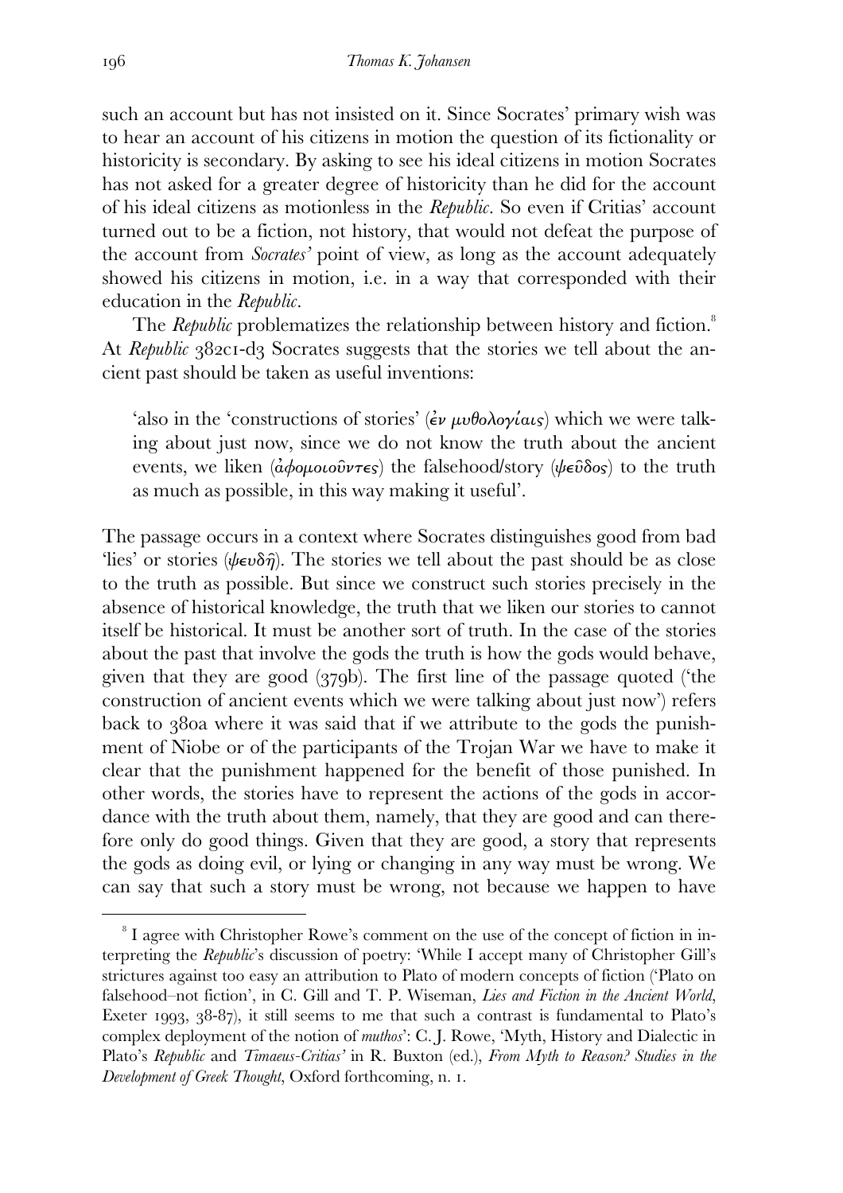such an account but has not insisted on it. Since Socrates' primary wish was to hear an account of his citizens in motion the question of its fictionality or historicity is secondary. By asking to see his ideal citizens in motion Socrates has not asked for a greater degree of historicity than he did for the account of his ideal citizens as motionless in the *Republic*. So even if Critias' account turned out to be a fiction, not history, that would not defeat the purpose of the account from *Socrates'* point of view, as long as the account adequately showed his citizens in motion, i.e. in a way that corresponded with their education in the *Republic*.

The *Republic* problematizes the relationship between history and fiction.[8] At *Republic* 382c1-d3 Socrates suggests that the stories we tell about the ancient past should be taken as useful inventions:

> 'also in the 'constructions of stories' (ἐν μυθολογίαις) which we were talking about just now, since we do not know the truth about the ancient events, we liken (ἀφομοιοῦντες) the falsehood/story (ψεῦδος) to the truth as much as possible, in this way making it useful'.

The passage occurs in a context where Socrates distinguishes good from bad 'lies' or stories (ψευδῆ). The stories we tell about the past should be as close to the truth as possible. But since we construct such stories precisely in the absence of historical knowledge, the truth that we liken our stories to cannot itself be historical. It must be another sort of truth. In the case of the stories about the past that involve the gods the truth is how the gods would behave, given that they are good (379b). The first line of the passage quoted ('the construction of ancient events which we were talking about just now') refers back to 380a where it was said that if we attribute to the gods the punishment of Niobe or of the participants of the Trojan War we have to make it clear that the punishment happened for the benefit of those punished. In other words, the stories have to represent the actions of the gods in accordance with the truth about them, namely, that they are good and can therefore only do good things. Given that they are good, a story that represents the gods as doing evil, or lying or changing in any way must be wrong. We can say that such a story must be wrong, not because we happen to have

---

[8] I agree with Christopher Rowe's comment on the use of the concept of fiction in interpreting the *Republic*'s discussion of poetry: 'While I accept many of Christopher Gill's strictures against too easy an attribution to Plato of modern concepts of fiction ('Plato on falsehood–not fiction', in C. Gill and T. P. Wiseman, *Lies and Fiction in the Ancient World*, Exeter 1993, 38-87), it still seems to me that such a contrast is fundamental to Plato's complex deployment of the notion of *muthos*': C. J. Rowe, 'Myth, History and Dialectic in Plato's *Republic* and *Timaeus-Critias*' in R. Buxton (ed.), *From Myth to Reason? Studies in the Development of Greek Thought*, Oxford forthcoming, n. 1.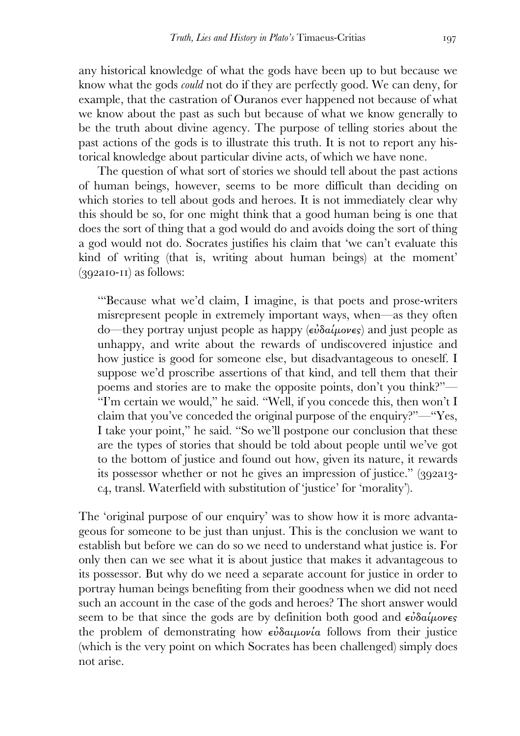any historical knowledge of what the gods have been up to but because we know what the gods *could* not do if they are perfectly good. We can deny, for example, that the castration of Ouranos ever happened not because of what we know about the past as such but because of what we know generally to be the truth about divine agency. The purpose of telling stories about the past actions of the gods is to illustrate this truth. It is not to report any historical knowledge about particular divine acts, of which we have none.

The question of what sort of stories we should tell about the past actions of human beings, however, seems to be more difficult than deciding on which stories to tell about gods and heroes. It is not immediately clear why this should be so, for one might think that a good human being is one that does the sort of thing that a god would do and avoids doing the sort of thing a god would not do. Socrates justifies his claim that 'we can't evaluate this kind of writing (that is, writing about human beings) at the moment' (392a10-11) as follows:

> '"Because what we'd claim, I imagine, is that poets and prose-writers misrepresent people in extremely important ways, when—as they often do—they portray unjust people as happy (εὐδαίμονες) and just people as unhappy, and write about the rewards of undiscovered injustice and how justice is good for someone else, but disadvantageous to oneself. I suppose we'd proscribe assertions of that kind, and tell them that their poems and stories are to make the opposite points, don't you think?"—"I'm certain we would," he said. "Well, if you concede this, then won't I claim that you've conceded the original purpose of the enquiry?"—"Yes, I take your point," he said. "So we'll postpone our conclusion that these are the types of stories that should be told about people until we've got to the bottom of justice and found out how, given its nature, it rewards its possessor whether or not he gives an impression of justice." (392a13-c4, transl. Waterfield with substitution of 'justice' for 'morality').

The 'original purpose of our enquiry' was to show how it is more advantageous for someone to be just than unjust. This is the conclusion we want to establish but before we can do so we need to understand what justice is. For only then can we see what it is about justice that makes it advantageous to its possessor. But why do we need a separate account for justice in order to portray human beings benefiting from their goodness when we did not need such an account in the case of the gods and heroes? The short answer would seem to be that since the gods are by definition both good and εὐδαίμονες the problem of demonstrating how εὐδαιμονία follows from their justice (which is the very point on which Socrates has been challenged) simply does not arise.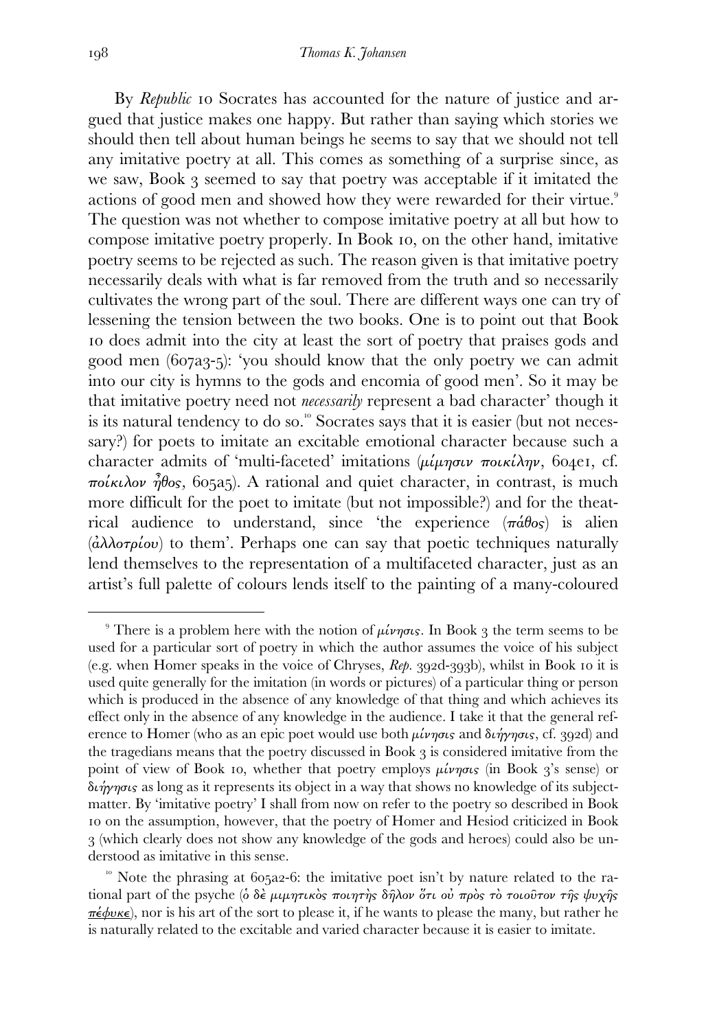By *Republic* 10 Socrates has accounted for the nature of justice and argued that justice makes one happy. But rather than saying which stories we should then tell about human beings he seems to say that we should not tell any imitative poetry at all. This comes as something of a surprise since, as we saw, Book 3 seemed to say that poetry was acceptable if it imitated the actions of good men and showed how they were rewarded for their virtue.[9] The question was not whether to compose imitative poetry at all but how to compose imitative poetry properly. In Book 10, on the other hand, imitative poetry seems to be rejected as such. The reason given is that imitative poetry necessarily deals with what is far removed from the truth and so necessarily cultivates the wrong part of the soul. There are different ways one can try of lessening the tension between the two books. One is to point out that Book 10 does admit into the city at least the sort of poetry that praises gods and good men (607a3-5): 'you should know that the only poetry we can admit into our city is hymns to the gods and encomia of good men'. So it may be that imitative poetry need not *necessarily* represent a bad character' though it is its natural tendency to do so.[10] Socrates says that it is easier (but not necessary?) for poets to imitate an excitable emotional character because such a character admits of 'multi-faceted' imitations (*μίμησιν ποικίλην*, 604e1, cf. *ποίκιλον ἦθος*, 605a5). A rational and quiet character, in contrast, is much more difficult for the poet to imitate (but not impossible?) and for the theatrical audience to understand, since 'the experience (*πάθος*) is alien (*ἀλλοτρίου*) to them'. Perhaps one can say that poetic techniques naturally lend themselves to the representation of a multifaceted character, just as an artist's full palette of colours lends itself to the painting of a many-coloured

---

[9] There is a problem here with the notion of *μίνησις*. In Book 3 the term seems to be used for a particular sort of poetry in which the author assumes the voice of his subject (e.g. when Homer speaks in the voice of Chryses, *Rep.* 392d-393b), whilst in Book 10 it is used quite generally for the imitation (in words or pictures) of a particular thing or person which is produced in the absence of any knowledge of that thing and which achieves its effect only in the absence of any knowledge in the audience. I take it that the general reference to Homer (who as an epic poet would use both *μίνησις* and *διήγησις*, cf. 392d) and the tragedians means that the poetry discussed in Book 3 is considered imitative from the point of view of Book 10, whether that poetry employs *μίνησις* (in Book 3's sense) or *διήγησις* as long as it represents its object in a way that shows no knowledge of its subject-matter. By 'imitative poetry' I shall from now on refer to the poetry so described in Book 10 on the assumption, however, that the poetry of Homer and Hesiod criticized in Book 3 (which clearly does not show any knowledge of the gods and heroes) could also be understood as imitative in this sense.

[10] Note the phrasing at 605a2-6: the imitative poet isn't by nature related to the rational part of the psyche (*ὁ δὲ μιμητικὸς ποιητὴς δῆλον ὅτι οὐ πρὸς τὸ τοιοῦτον τῆς ψυχῆς* *__πέφυκε__*), nor is his art of the sort to please it, if he wants to please the many, but rather he is naturally related to the excitable and varied character because it is easier to imitate.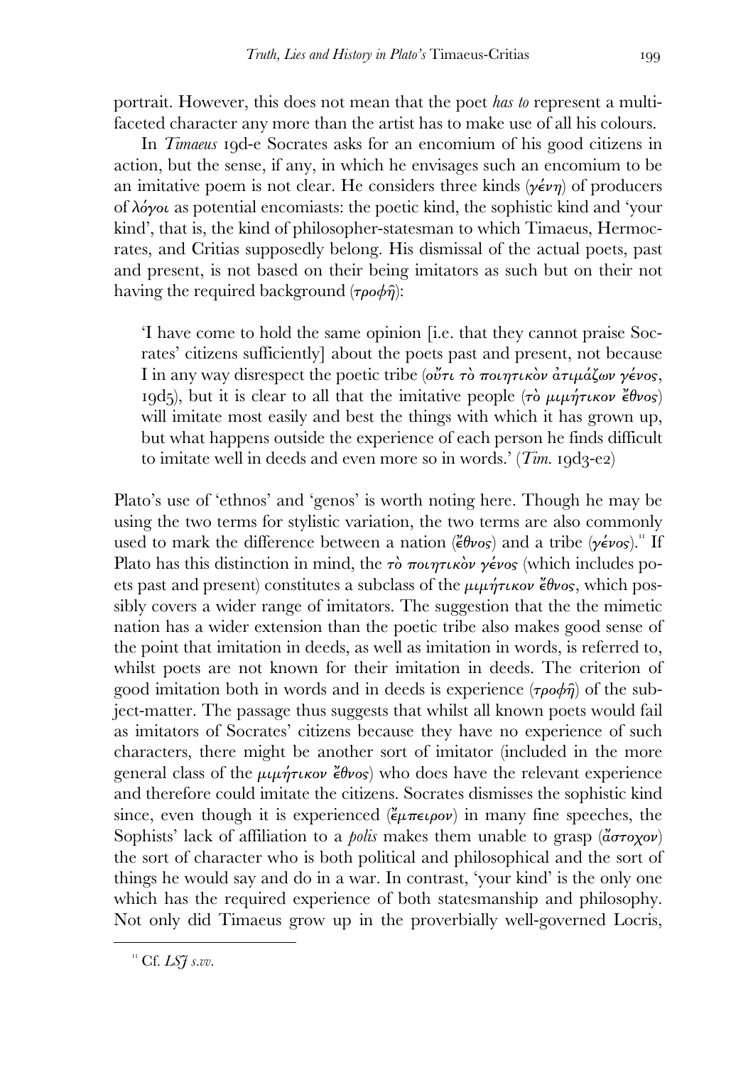portrait. However, this does not mean that the poet *has to* represent a multi-faceted character any more than the artist has to make use of all his colours.

In *Timaeus* 19d-e Socrates asks for an encomium of his good citizens in action, but the sense, if any, in which he envisages such an encomium to be an imitative poem is not clear. He considers three kinds (*γένη*) of producers of *λόγοι* as potential encomiasts: the poetic kind, the sophistic kind and 'your kind', that is, the kind of philosopher-statesman to which Timaeus, Hermocrates, and Critias supposedly belong. His dismissal of the actual poets, past and present, is not based on their being imitators as such but on their not having the required background (*τροφῇ*):

> 'I have come to hold the same opinion [i.e. that they cannot praise Socrates' citizens sufficiently] about the poets past and present, not because I in any way disrespect the poetic tribe (*οὔτι τὸ ποιητικὸν ἀτιμάζων γένος*, 19d5), but it is clear to all that the imitative people (*τὸ μιμήτικον ἔθνος*) will imitate most easily and best the things with which it has grown up, but what happens outside the experience of each person he finds difficult to imitate well in deeds and even more so in words.' (*Tim.* 19d3-e2)

Plato's use of 'ethnos' and 'genos' is worth noting here. Though he may be using the two terms for stylistic variation, the two terms are also commonly used to mark the difference between a nation (*ἔθνος*) and a tribe (*γένος*).[11] If Plato has this distinction in mind, the *τὸ ποιητικὸν γένος* (which includes poets past and present) constitutes a subclass of the *μιμήτικον ἔθνος*, which possibly covers a wider range of imitators. The suggestion that the the mimetic nation has a wider extension than the poetic tribe also makes good sense of the point that imitation in deeds, as well as imitation in words, is referred to, whilst poets are not known for their imitation in deeds. The criterion of good imitation both in words and in deeds is experience (*τροφῇ*) of the subject-matter. The passage thus suggests that whilst all known poets would fail as imitators of Socrates' citizens because they have no experience of such characters, there might be another sort of imitator (included in the more general class of the *μιμήτικον ἔθνος*) who does have the relevant experience and therefore could imitate the citizens. Socrates dismisses the sophistic kind since, even though it is experienced (*ἔμπειρον*) in many fine speeches, the Sophists' lack of affiliation to a *polis* makes them unable to grasp (*ἄστοχον*) the sort of character who is both political and philosophical and the sort of things he would say and do in a war. In contrast, 'your kind' is the only one which has the required experience of both statesmanship and philosophy. Not only did Timaeus grow up in the proverbially well-governed Locris,

[11] Cf. *LSJ s.vv.*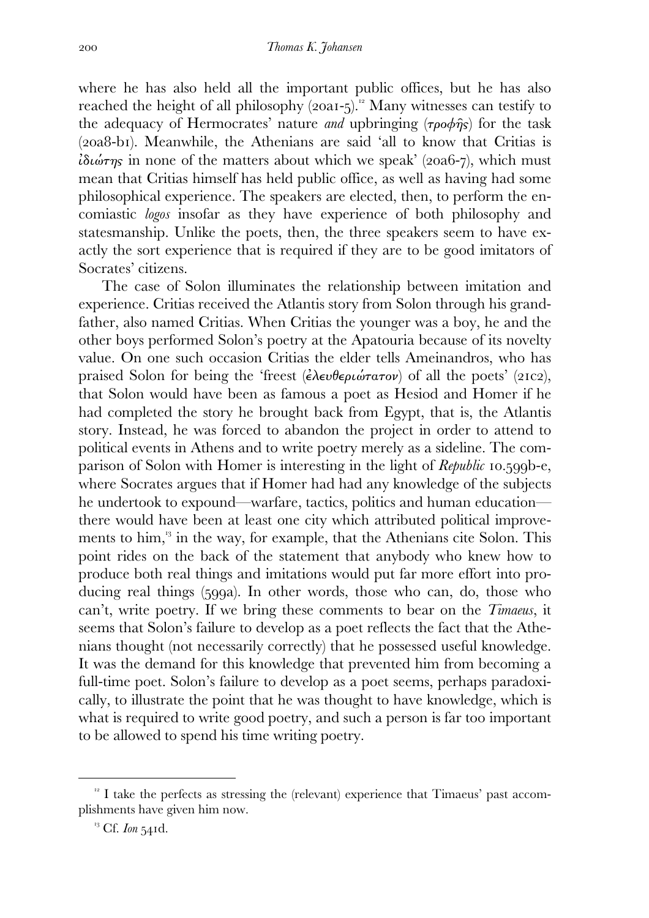where he has also held all the important public offices, but he has also reached the height of all philosophy (20a1-5).[12] Many witnesses can testify to the adequacy of Hermocrates' nature *and* upbringing (τροφῆς) for the task (20a8-b1). Meanwhile, the Athenians are said 'all to know that Critias is ἰδιώτης in none of the matters about which we speak' (20a6-7), which must mean that Critias himself has held public office, as well as having had some philosophical experience. The speakers are elected, then, to perform the encomiastic *logos* insofar as they have experience of both philosophy and statesmanship. Unlike the poets, then, the three speakers seem to have exactly the sort experience that is required if they are to be good imitators of Socrates' citizens.

The case of Solon illuminates the relationship between imitation and experience. Critias received the Atlantis story from Solon through his grandfather, also named Critias. When Critias the younger was a boy, he and the other boys performed Solon's poetry at the Apatouria because of its novelty value. On one such occasion Critias the elder tells Ameinandros, who has praised Solon for being the 'freest (ἐλευθεριώτατον) of all the poets' (21c2), that Solon would have been as famous a poet as Hesiod and Homer if he had completed the story he brought back from Egypt, that is, the Atlantis story. Instead, he was forced to abandon the project in order to attend to political events in Athens and to write poetry merely as a sideline. The comparison of Solon with Homer is interesting in the light of *Republic* 10.599b-e, where Socrates argues that if Homer had had any knowledge of the subjects he undertook to expound—warfare, tactics, politics and human education—there would have been at least one city which attributed political improvements to him,[13] in the way, for example, that the Athenians cite Solon. This point rides on the back of the statement that anybody who knew how to produce both real things and imitations would put far more effort into producing real things (599a). In other words, those who can, do, those who can't, write poetry. If we bring these comments to bear on the *Timaeus*, it seems that Solon's failure to develop as a poet reflects the fact that the Athenians thought (not necessarily correctly) that he possessed useful knowledge. It was the demand for this knowledge that prevented him from becoming a full-time poet. Solon's failure to develop as a poet seems, perhaps paradoxically, to illustrate the point that he was thought to have knowledge, which is what is required to write good poetry, and such a person is far too important to be allowed to spend his time writing poetry.

---

[12] I take the perfects as stressing the (relevant) experience that Timaeus' past accomplishments have given him now.

[13] Cf. *Ion* 541d.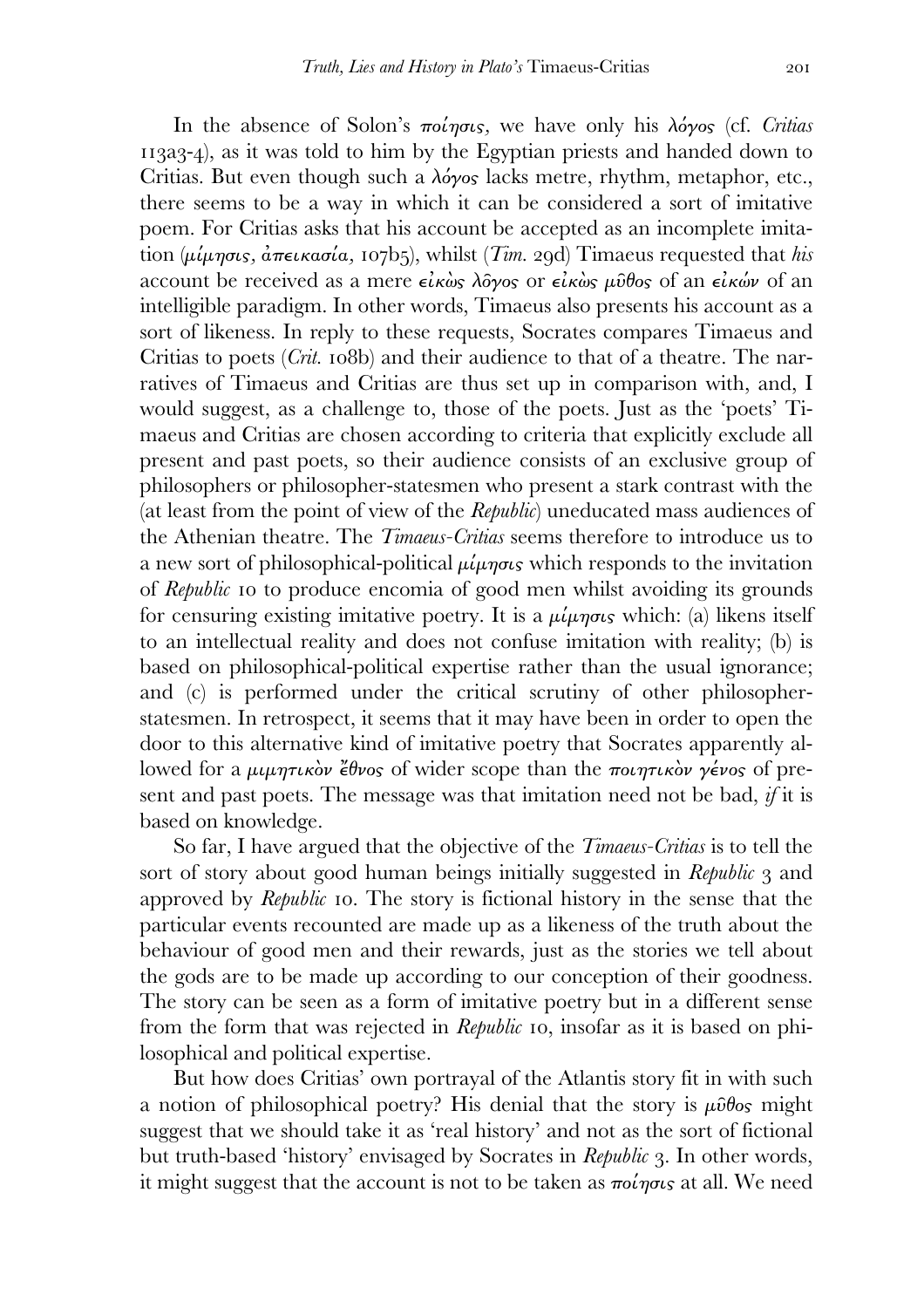In the absence of Solon's ποίησις, we have only his λόγος (cf. *Critias* 113a3-4), as it was told to him by the Egyptian priests and handed down to Critias. But even though such a λόγος lacks metre, rhythm, metaphor, etc., there seems to be a way in which it can be considered a sort of imitative poem. For Critias asks that his account be accepted as an incomplete imitation (μίμησις, ἀπεικασία, 107b5), whilst (*Tim.* 29d) Timaeus requested that *his* account be received as a mere εἰκὼς λόγος or εἰκὼς μῦθος of an εἰκών of an intelligible paradigm. In other words, Timaeus also presents his account as a sort of likeness. In reply to these requests, Socrates compares Timaeus and Critias to poets (*Crit.* 108b) and their audience to that of a theatre. The narratives of Timaeus and Critias are thus set up in comparison with, and, I would suggest, as a challenge to, those of the poets. Just as the 'poets' Timaeus and Critias are chosen according to criteria that explicitly exclude all present and past poets, so their audience consists of an exclusive group of philosophers or philosopher-statesmen who present a stark contrast with the (at least from the point of view of the *Republic*) uneducated mass audiences of the Athenian theatre. The *Timaeus-Critias* seems therefore to introduce us to a new sort of philosophical-political μίμησις which responds to the invitation of *Republic* 10 to produce encomia of good men whilst avoiding its grounds for censuring existing imitative poetry. It is a μίμησις which: (a) likens itself to an intellectual reality and does not confuse imitation with reality; (b) is based on philosophical-political expertise rather than the usual ignorance; and (c) is performed under the critical scrutiny of other philosopher-statesmen. In retrospect, it seems that it may have been in order to open the door to this alternative kind of imitative poetry that Socrates apparently allowed for a μιμητικὸν ἔθνος of wider scope than the ποιητικὸν γένος of present and past poets. The message was that imitation need not be bad, *if* it is based on knowledge.

So far, I have argued that the objective of the *Timaeus-Critias* is to tell the sort of story about good human beings initially suggested in *Republic* 3 and approved by *Republic* 10. The story is fictional history in the sense that the particular events recounted are made up as a likeness of the truth about the behaviour of good men and their rewards, just as the stories we tell about the gods are to be made up according to our conception of their goodness. The story can be seen as a form of imitative poetry but in a different sense from the form that was rejected in *Republic* 10, insofar as it is based on philosophical and political expertise.

But how does Critias' own portrayal of the Atlantis story fit in with such a notion of philosophical poetry? His denial that the story is μῦθος might suggest that we should take it as 'real history' and not as the sort of fictional but truth-based 'history' envisaged by Socrates in *Republic* 3. In other words, it might suggest that the account is not to be taken as ποίησις at all. We need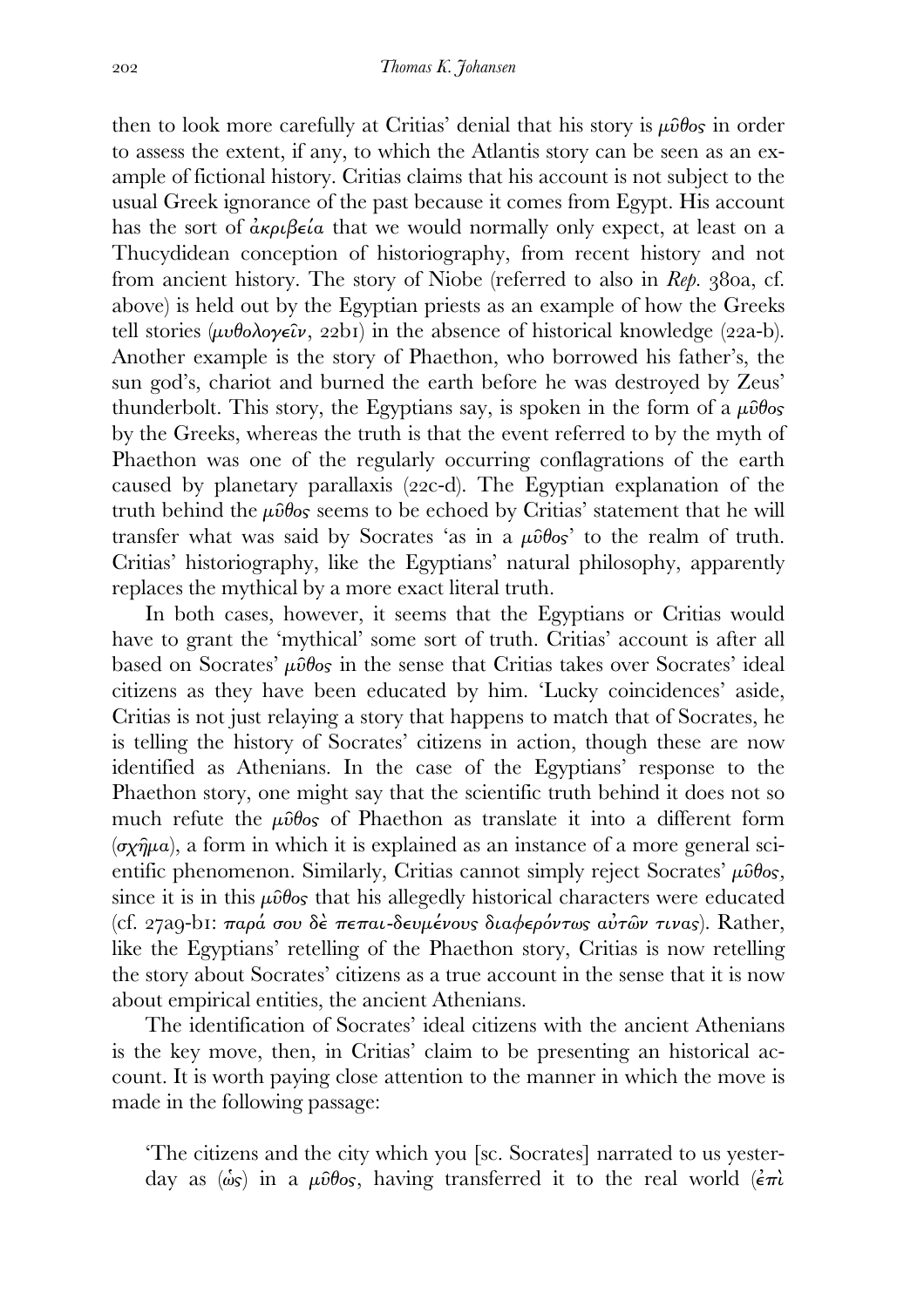then to look more carefully at Critias' denial that his story is μῦθος in order to assess the extent, if any, to which the Atlantis story can be seen as an example of fictional history. Critias claims that his account is not subject to the usual Greek ignorance of the past because it comes from Egypt. His account has the sort of ἀκριβεία that we would normally only expect, at least on a Thucydidean conception of historiography, from recent history and not from ancient history. The story of Niobe (referred to also in *Rep.* 380a, cf. above) is held out by the Egyptian priests as an example of how the Greeks tell stories (μυθολογεῖν, 22b1) in the absence of historical knowledge (22a-b). Another example is the story of Phaethon, who borrowed his father's, the sun god's, chariot and burned the earth before he was destroyed by Zeus' thunderbolt. This story, the Egyptians say, is spoken in the form of a μῦθος by the Greeks, whereas the truth is that the event referred to by the myth of Phaethon was one of the regularly occurring conflagrations of the earth caused by planetary parallaxis (22c-d). The Egyptian explanation of the truth behind the μῦθος seems to be echoed by Critias' statement that he will transfer what was said by Socrates 'as in a μῦθος' to the realm of truth. Critias' historiography, like the Egyptians' natural philosophy, apparently replaces the mythical by a more exact literal truth.

In both cases, however, it seems that the Egyptians or Critias would have to grant the 'mythical' some sort of truth. Critias' account is after all based on Socrates' μῦθος in the sense that Critias takes over Socrates' ideal citizens as they have been educated by him. 'Lucky coincidences' aside, Critias is not just relaying a story that happens to match that of Socrates, he is telling the history of Socrates' citizens in action, though these are now identified as Athenians. In the case of the Egyptians' response to the Phaethon story, one might say that the scientific truth behind it does not so much refute the μῦθος of Phaethon as translate it into a different form (σχῆμα), a form in which it is explained as an instance of a more general scientific phenomenon. Similarly, Critias cannot simply reject Socrates' μῦθος, since it is in this μῦθος that his allegedly historical characters were educated (cf. 27a9-b1: παρά σου δὲ πεπαι-δευμένους διαφερόντως αὐτῶν τινας). Rather, like the Egyptians' retelling of the Phaethon story, Critias is now retelling the story about Socrates' citizens as a true account in the sense that it is now about empirical entities, the ancient Athenians.

The identification of Socrates' ideal citizens with the ancient Athenians is the key move, then, in Critias' claim to be presenting an historical account. It is worth paying close attention to the manner in which the move is made in the following passage:

> 'The citizens and the city which you [sc. Socrates] narrated to us yesterday as (ὡς) in a μῦθος, having transferred it to the real world (ἐπὶ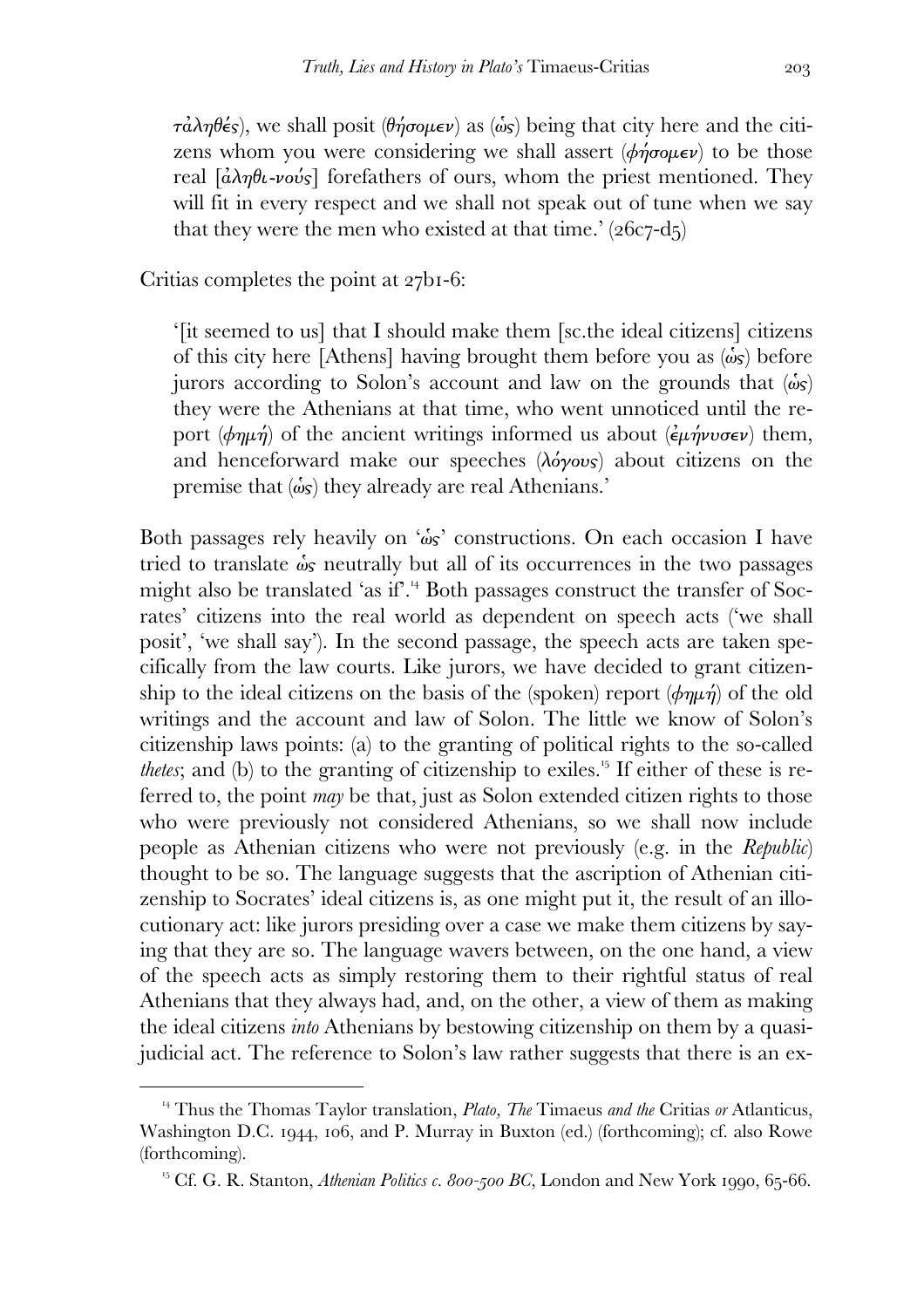τἀληθές), we shall posit (θήσομεν) as (ὡς) being that city here and the citizens whom you were considering we shall assert (φήσομεν) to be those real [ἀληθι-νούς] forefathers of ours, whom the priest mentioned. They will fit in every respect and we shall not speak out of tune when we say that they were the men who existed at that time.' (26c7-d5)

Critias completes the point at 27b1-6:

> '[it seemed to us] that I should make them [sc.the ideal citizens] citizens of this city here [Athens] having brought them before you as (ὡς) before jurors according to Solon's account and law on the grounds that (ὡς) they were the Athenians at that time, who went unnoticed until the report (φημή) of the ancient writings informed us about (ἐμήνυσεν) them, and henceforward make our speeches (λόγους) about citizens on the premise that (ὡς) they already are real Athenians.'

Both passages rely heavily on 'ὡς' constructions. On each occasion I have tried to translate ὡς neutrally but all of its occurrences in the two passages might also be translated 'as if'.[14] Both passages construct the transfer of Socrates' citizens into the real world as dependent on speech acts ('we shall posit', 'we shall say'). In the second passage, the speech acts are taken specifically from the law courts. Like jurors, we have decided to grant citizenship to the ideal citizens on the basis of the (spoken) report (φημή) of the old writings and the account and law of Solon. The little we know of Solon's citizenship laws points: (a) to the granting of political rights to the so-called *thetes*; and (b) to the granting of citizenship to exiles.[15] If either of these is referred to, the point *may* be that, just as Solon extended citizen rights to those who were previously not considered Athenians, so we shall now include people as Athenian citizens who were not previously (e.g. in the *Republic*) thought to be so. The language suggests that the ascription of Athenian citizenship to Socrates' ideal citizens is, as one might put it, the result of an illocutionary act: like jurors presiding over a case we make them citizens by saying that they are so. The language wavers between, on the one hand, a view of the speech acts as simply restoring them to their rightful status of real Athenians that they always had, and, on the other, a view of them as making the ideal citizens *into* Athenians by bestowing citizenship on them by a quasi-judicial act. The reference to Solon's law rather suggests that there is an ex-

[14] Thus the Thomas Taylor translation, *Plato, The* Timaeus *and the* Critias *or* Atlanticus, Washington D.C. 1944, 106, and P. Murray in Buxton (ed.) (forthcoming); cf. also Rowe (forthcoming).

[15] Cf. G. R. Stanton, *Athenian Politics c. 800-500 BC*, London and New York 1990, 65-66.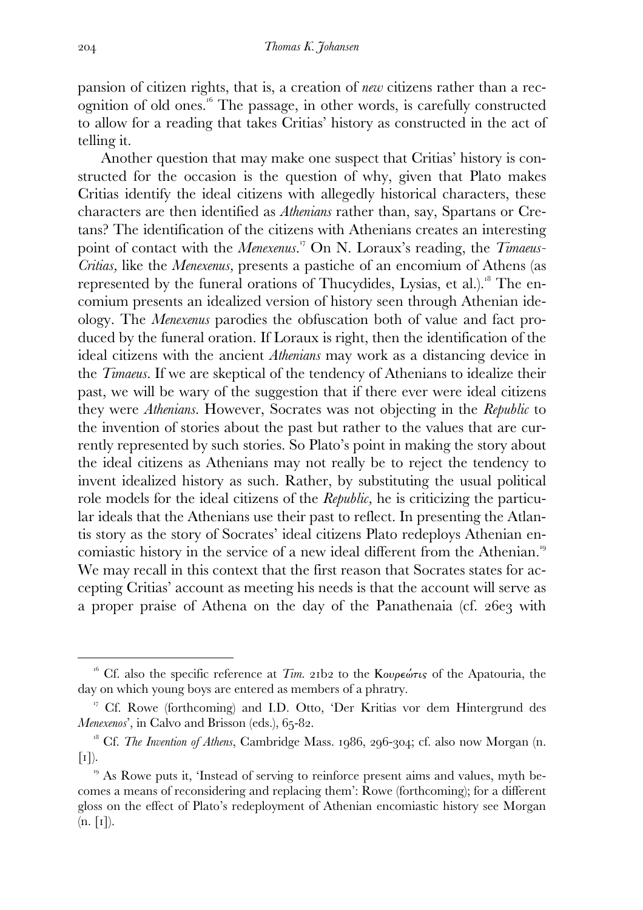pansion of citizen rights, that is, a creation of *new* citizens rather than a recognition of old ones.[16] The passage, in other words, is carefully constructed to allow for a reading that takes Critias' history as constructed in the act of telling it.

Another question that may make one suspect that Critias' history is constructed for the occasion is the question of why, given that Plato makes Critias identify the ideal citizens with allegedly historical characters, these characters are then identified as *Athenians* rather than, say, Spartans or Cretans? The identification of the citizens with Athenians creates an interesting point of contact with the *Menexenus*.[17] On N. Loraux's reading, the *Timaeus-Critias*, like the *Menexenus*, presents a pastiche of an encomium of Athens (as represented by the funeral orations of Thucydides, Lysias, et al.).[18] The encomium presents an idealized version of history seen through Athenian ideology. The *Menexenus* parodies the obfuscation both of value and fact produced by the funeral oration. If Loraux is right, then the identification of the ideal citizens with the ancient *Athenians* may work as a distancing device in the *Timaeus*. If we are skeptical of the tendency of Athenians to idealize their past, we will be wary of the suggestion that if there ever were ideal citizens they were *Athenians*. However, Socrates was not objecting in the *Republic* to the invention of stories about the past but rather to the values that are currently represented by such stories. So Plato's point in making the story about the ideal citizens as Athenians may not really be to reject the tendency to invent idealized history as such. Rather, by substituting the usual political role models for the ideal citizens of the *Republic*, he is criticizing the particular ideals that the Athenians use their past to reflect. In presenting the Atlantis story as the story of Socrates' ideal citizens Plato redeploys Athenian encomiastic history in the service of a new ideal different from the Athenian.[19] We may recall in this context that the first reason that Socrates states for accepting Critias' account as meeting his needs is that the account will serve as a proper praise of Athena on the day of the Panathenaia (cf. 26e3 with

---

[16] Cf. also the specific reference at *Tim.* 21b2 to the Κουρεῶτις of the Apatouria, the day on which young boys are entered as members of a phratry.

[17] Cf. Rowe (forthcoming) and I.D. Otto, 'Der Kritias vor dem Hintergrund des *Menexenos*', in Calvo and Brisson (eds.), 65-82.

[18] Cf. *The Invention of Athens*, Cambridge Mass. 1986, 296-304; cf. also now Morgan (n. [1]).

[19] As Rowe puts it, 'Instead of serving to reinforce present aims and values, myth becomes a means of reconsidering and replacing them': Rowe (forthcoming); for a different gloss on the effect of Plato's redeployment of Athenian encomiastic history see Morgan (n. [1]).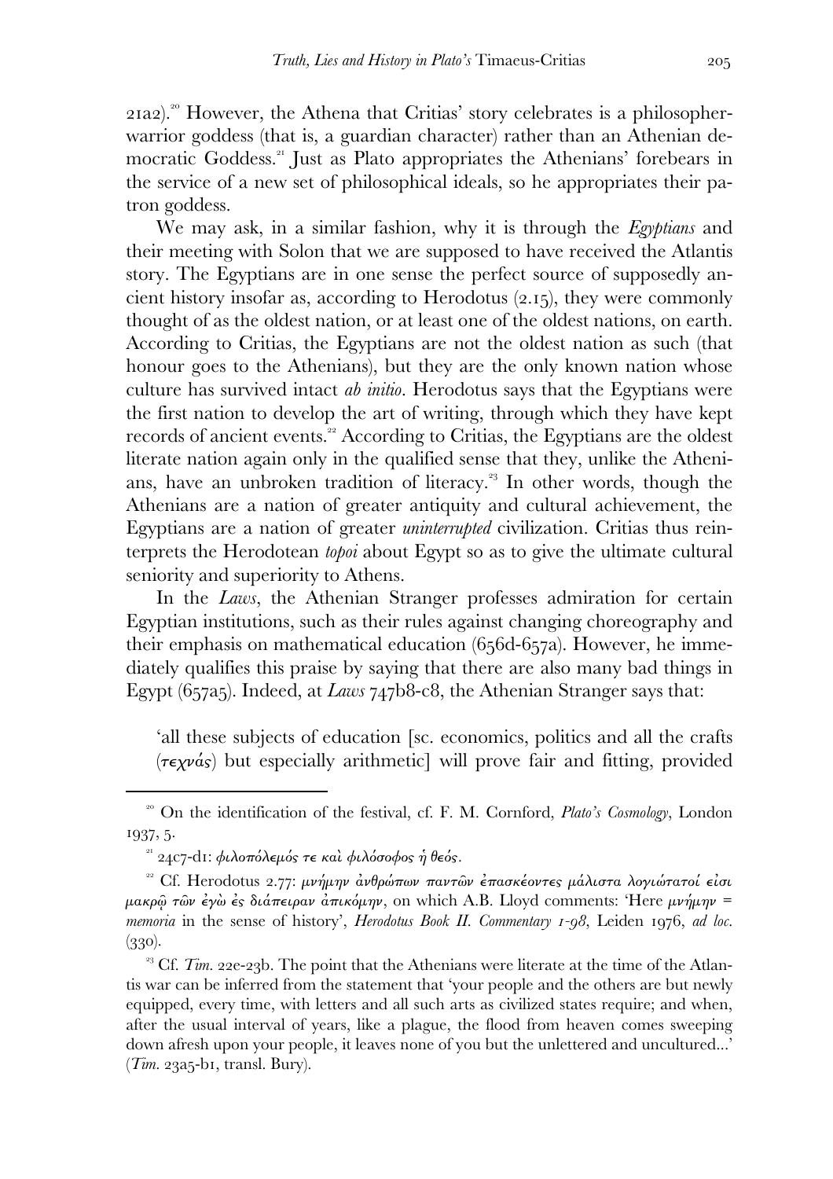21a2).[20] However, the Athena that Critias' story celebrates is a philosopher-warrior goddess (that is, a guardian character) rather than an Athenian democratic Goddess.[21] Just as Plato appropriates the Athenians' forebears in the service of a new set of philosophical ideals, so he appropriates their patron goddess.

We may ask, in a similar fashion, why it is through the *Egyptians* and their meeting with Solon that we are supposed to have received the Atlantis story. The Egyptians are in one sense the perfect source of supposedly ancient history insofar as, according to Herodotus (2.15), they were commonly thought of as the oldest nation, or at least one of the oldest nations, on earth. According to Critias, the Egyptians are not the oldest nation as such (that honour goes to the Athenians), but they are the only known nation whose culture has survived intact *ab initio*. Herodotus says that the Egyptians were the first nation to develop the art of writing, through which they have kept records of ancient events.[22] According to Critias, the Egyptians are the oldest literate nation again only in the qualified sense that they, unlike the Athenians, have an unbroken tradition of literacy.[23] In other words, though the Athenians are a nation of greater antiquity and cultural achievement, the Egyptians are a nation of greater *uninterrupted* civilization. Critias thus reinterprets the Herodotean *topoi* about Egypt so as to give the ultimate cultural seniority and superiority to Athens.

In the *Laws*, the Athenian Stranger professes admiration for certain Egyptian institutions, such as their rules against changing choreography and their emphasis on mathematical education (656d-657a). However, he immediately qualifies this praise by saying that there are also many bad things in Egypt (657a5). Indeed, at *Laws* 747b8-c8, the Athenian Stranger says that:

> 'all these subjects of education [sc. economics, politics and all the crafts (τεχνάς) but especially arithmetic] will prove fair and fitting, provided

---

[20] On the identification of the festival, cf. F. M. Cornford, *Plato's Cosmology*, London 1937, 5.

[21] 24c7-d1: φιλοπόλεμός τε καὶ φιλόσοφος ἡ θεός.

[22] Cf. Herodotus 2.77: μνήμην ἀνθρώπων παντῶν ἐπασκέοντες μάλιστα λογιώτατοί εἰσι μακρῷ τῶν ἐγὼ ἐς διάπειραν ἀπικόμην, on which A.B. Lloyd comments: 'Here μνήμην = *memoria* in the sense of history', *Herodotus Book II. Commentary 1-98*, Leiden 1976, *ad loc.* (330).

[23] Cf. *Tim.* 22e-23b. The point that the Athenians were literate at the time of the Atlantis war can be inferred from the statement that 'your people and the others are but newly equipped, every time, with letters and all such arts as civilized states require; and when, after the usual interval of years, like a plague, the flood from heaven comes sweeping down afresh upon your people, it leaves none of you but the unlettered and uncultured...' (*Tim.* 23a5-b1, transl. Bury).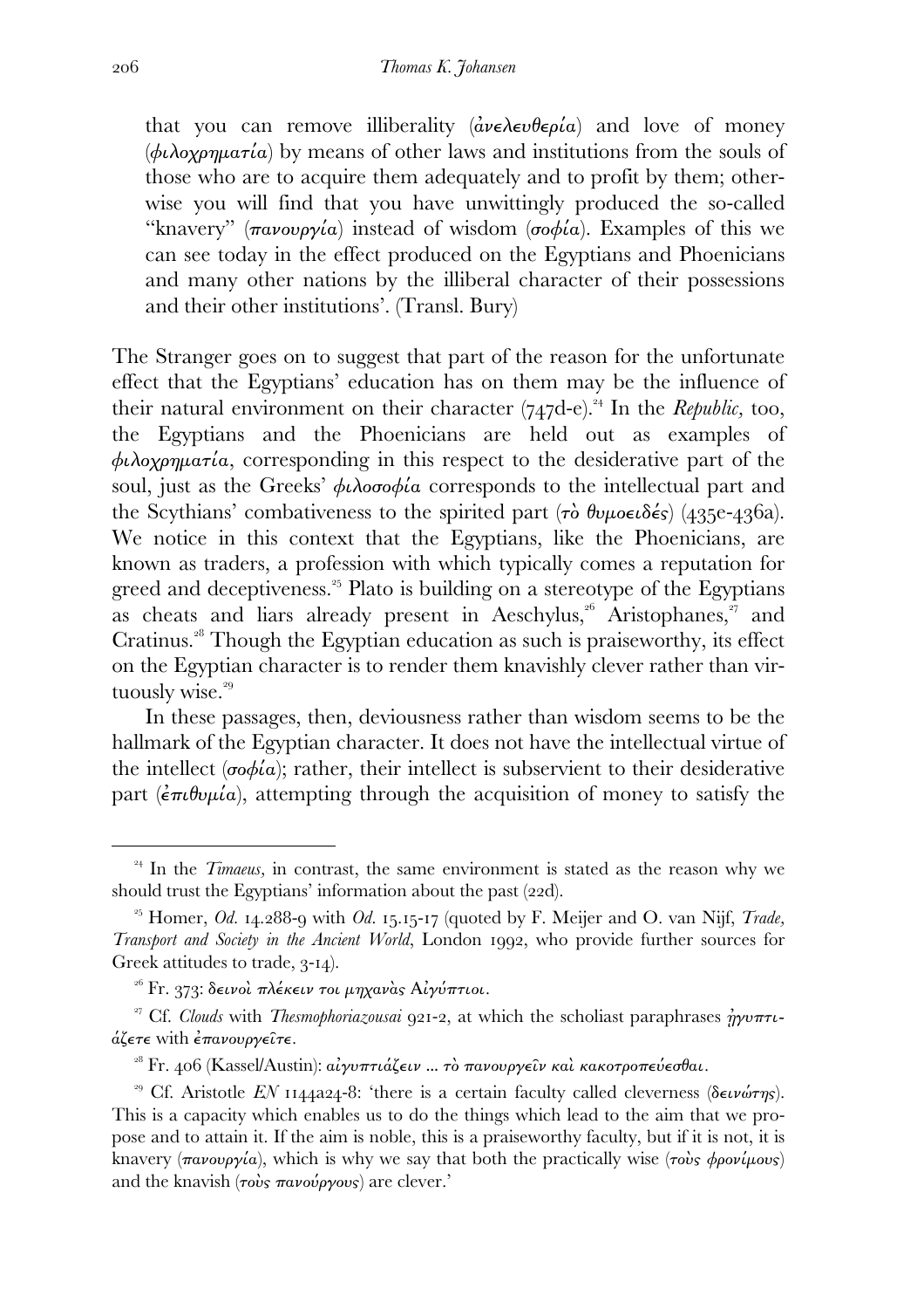that you can remove illiberality (ἀνελευθερία) and love of money (φιλοχρηματία) by means of other laws and institutions from the souls of those who are to acquire them adequately and to profit by them; otherwise you will find that you have unwittingly produced the so-called "knavery" (πανουργία) instead of wisdom (σοφία). Examples of this we can see today in the effect produced on the Egyptians and Phoenicians and many other nations by the illiberal character of their possessions and their other institutions'. (Transl. Bury)

The Stranger goes on to suggest that part of the reason for the unfortunate effect that the Egyptians' education has on them may be the influence of their natural environment on their character (747d-e).[24] In the *Republic,* too, the Egyptians and the Phoenicians are held out as examples of φιλοχρηματία, corresponding in this respect to the desiderative part of the soul, just as the Greeks' φιλοσοφία corresponds to the intellectual part and the Scythians' combativeness to the spirited part (τὸ θυμοειδές) (435e-436a). We notice in this context that the Egyptians, like the Phoenicians, are known as traders, a profession with which typically comes a reputation for greed and deceptiveness.[25] Plato is building on a stereotype of the Egyptians as cheats and liars already present in Aeschylus,[26] Aristophanes,[27] and Cratinus.[28] Though the Egyptian education as such is praiseworthy, its effect on the Egyptian character is to render them knavishly clever rather than virtuously wise.[29]

In these passages, then, deviousness rather than wisdom seems to be the hallmark of the Egyptian character. It does not have the intellectual virtue of the intellect (σοφία); rather, their intellect is subservient to their desiderative part (ἐπιθυμία), attempting through the acquisition of money to satisfy the

---

[24] In the *Timaeus,* in contrast, the same environment is stated as the reason why we should trust the Egyptians' information about the past (22d).

[25] Homer, *Od.* 14.288-9 with *Od.* 15.15-17 (quoted by F. Meijer and O. van Nijf, *Trade, Transport and Society in the Ancient World*, London 1992, who provide further sources for Greek attitudes to trade, 3-14).

[26] Fr. 373: δεινοὶ πλέκειν τοι μηχανὰς Αἰγύπτιοι.

[27] Cf. *Clouds* with *Thesmophoriazousai* 921-2, at which the scholiast paraphrases ἠγυπτιάζετε with ἐπανουργεῖτε.

[28] Fr. 406 (Kassel/Austin): αἰγυπτιάζειν ... τὸ πανουργεῖν καὶ κακοτροπεύεσθαι.

[29] Cf. Aristotle *EN* 1144a24-8: 'there is a certain faculty called cleverness (δεινώτης). This is a capacity which enables us to do the things which lead to the aim that we propose and to attain it. If the aim is noble, this is a praiseworthy faculty, but if it is not, it is knavery (πανουργία), which is why we say that both the practically wise (τοὺς φρονίμους) and the knavish (τοὺς πανούργους) are clever.'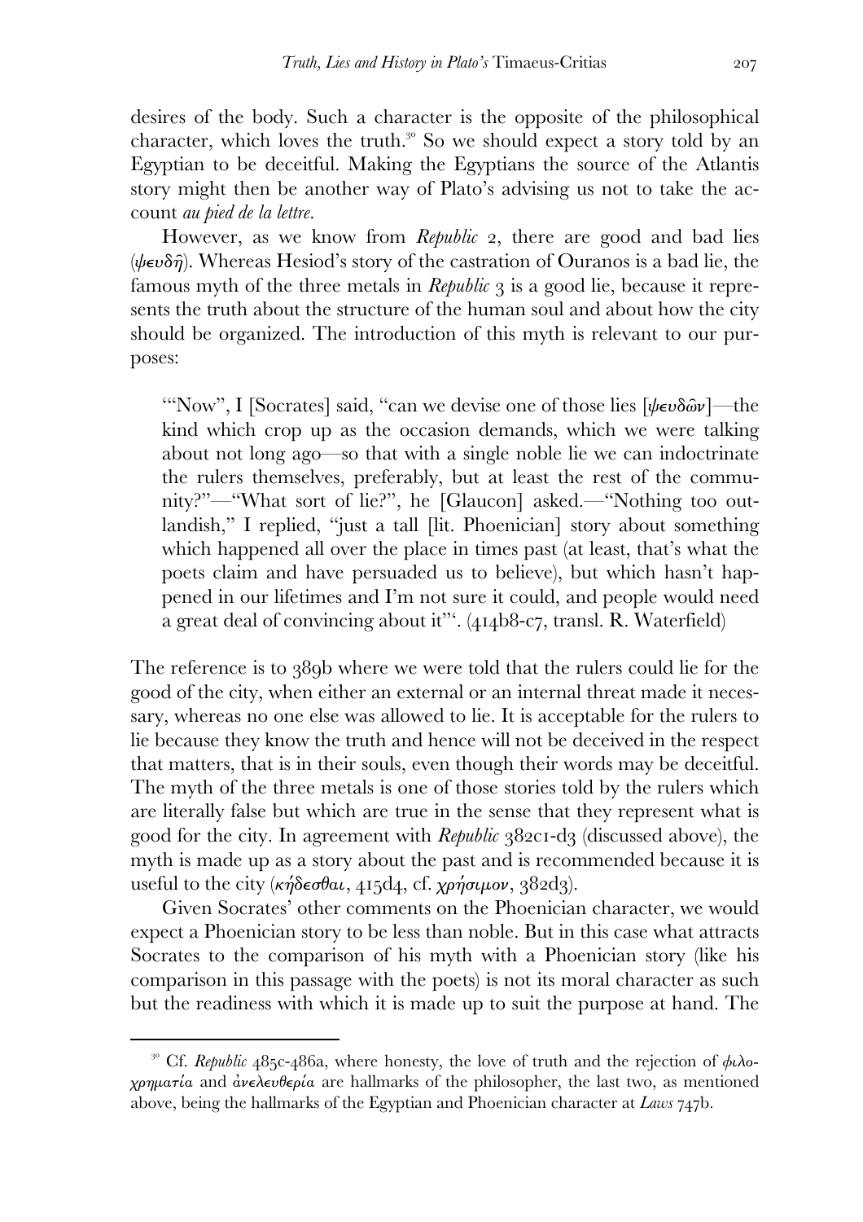desires of the body. Such a character is the opposite of the philosophical character, which loves the truth.[30] So we should expect a story told by an Egyptian to be deceitful. Making the Egyptians the source of the Atlantis story might then be another way of Plato's advising us not to take the account *au pied de la lettre*.

However, as we know from *Republic* 2, there are good and bad lies (ψευδῆ). Whereas Hesiod's story of the castration of Ouranos is a bad lie, the famous myth of the three metals in *Republic* 3 is a good lie, because it represents the truth about the structure of the human soul and about how the city should be organized. The introduction of this myth is relevant to our purposes:

> '"Now", I [Socrates] said, "can we devise one of those lies [ψευδῶν]—the kind which crop up as the occasion demands, which we were talking about not long ago—so that with a single noble lie we can indoctrinate the rulers themselves, preferably, but at least the rest of the community?"—"What sort of lie?", he [Glaucon] asked.—"Nothing too outlandish," I replied, "just a tall [lit. Phoenician] story about something which happened all over the place in times past (at least, that's what the poets claim and have persuaded us to believe), but which hasn't happened in our lifetimes and I'm not sure it could, and people would need a great deal of convincing about it"'. (414b8-c7, transl. R. Waterfield)

The reference is to 389b where we were told that the rulers could lie for the good of the city, when either an external or an internal threat made it necessary, whereas no one else was allowed to lie. It is acceptable for the rulers to lie because they know the truth and hence will not be deceived in the respect that matters, that is in their souls, even though their words may be deceitful. The myth of the three metals is one of those stories told by the rulers which are literally false but which are true in the sense that they represent what is good for the city. In agreement with *Republic* 382c1-d3 (discussed above), the myth is made up as a story about the past and is recommended because it is useful to the city (κήδεσθαι, 415d4, cf. χρήσιμον, 382d3).

Given Socrates' other comments on the Phoenician character, we would expect a Phoenician story to be less than noble. But in this case what attracts Socrates to the comparison of his myth with a Phoenician story (like his comparison in this passage with the poets) is not its moral character as such but the readiness with which it is made up to suit the purpose at hand. The

---

[30] Cf. *Republic* 485c-486a, where honesty, the love of truth and the rejection of φιλοχρηματία and ἀνελευθερία are hallmarks of the philosopher, the last two, as mentioned above, being the hallmarks of the Egyptian and Phoenician character at *Laws* 747b.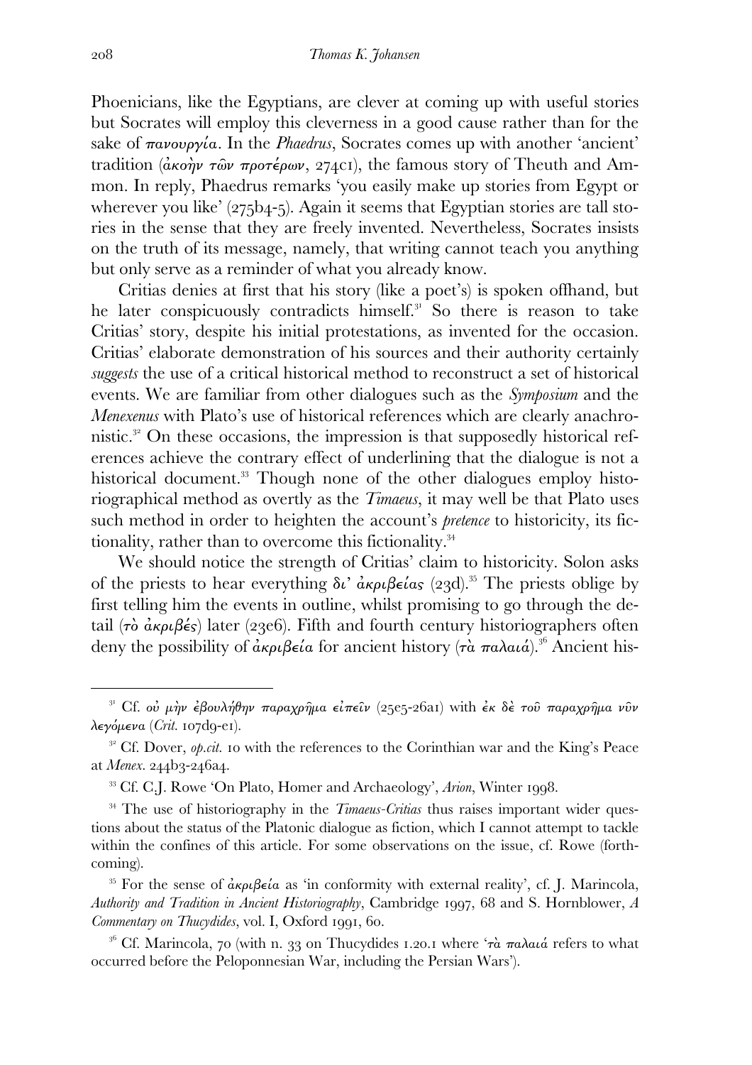Phoenicians, like the Egyptians, are clever at coming up with useful stories but Socrates will employ this cleverness in a good cause rather than for the sake of πανουργία. In the *Phaedrus*, Socrates comes up with another 'ancient' tradition (ἀκοὴν τῶν προτέρων, 274c1), the famous story of Theuth and Ammon. In reply, Phaedrus remarks 'you easily make up stories from Egypt or wherever you like' (275b4-5). Again it seems that Egyptian stories are tall stories in the sense that they are freely invented. Nevertheless, Socrates insists on the truth of its message, namely, that writing cannot teach you anything but only serve as a reminder of what you already know.

Critias denies at first that his story (like a poet's) is spoken offhand, but he later conspicuously contradicts himself.[31] So there is reason to take Critias' story, despite his initial protestations, as invented for the occasion. Critias' elaborate demonstration of his sources and their authority certainly *suggests* the use of a critical historical method to reconstruct a set of historical events. We are familiar from other dialogues such as the *Symposium* and the *Menexenus* with Plato's use of historical references which are clearly anachronistic.[32] On these occasions, the impression is that supposedly historical references achieve the contrary effect of underlining that the dialogue is not a historical document.[33] Though none of the other dialogues employ historiographical method as overtly as the *Timaeus*, it may well be that Plato uses such method in order to heighten the account's *pretence* to historicity, its fictionality, rather than to overcome this fictionality.[34]

We should notice the strength of Critias' claim to historicity. Solon asks of the priests to hear everything δι' ἀκριβείας (23d).[35] The priests oblige by first telling him the events in outline, whilst promising to go through the detail (τὸ ἀκριβές) later (23e6). Fifth and fourth century historiographers often deny the possibility of ἀκριβεία for ancient history (τὰ παλαιά).[36] Ancient his-

---

[31] Cf. οὐ μὴν ἐβουλήθην παραχρῆμα εἰπεῖν (25e5-26a1) with ἐκ δὲ τοῦ παραχρῆμα νῦν λεγόμενα (*Crit.* 107d9-e1).

[32] Cf. Dover, *op.cit.* 10 with the references to the Corinthian war and the King's Peace at *Menex.* 244b3-246a4.

[33] Cf. C.J. Rowe 'On Plato, Homer and Archaeology', *Arion*, Winter 1998.

[34] The use of historiography in the *Timaeus-Critias* thus raises important wider questions about the status of the Platonic dialogue as fiction, which I cannot attempt to tackle within the confines of this article. For some observations on the issue, cf. Rowe (forthcoming).

[35] For the sense of ἀκριβεία as 'in conformity with external reality', cf. J. Marincola, *Authority and Tradition in Ancient Historiography*, Cambridge 1997, 68 and S. Hornblower, *A Commentary on Thucydides*, vol. I, Oxford 1991, 60.

[36] Cf. Marincola, 70 (with n. 33 on Thucydides 1.20.1 where 'τὰ παλαιά refers to what occurred before the Peloponnesian War, including the Persian Wars').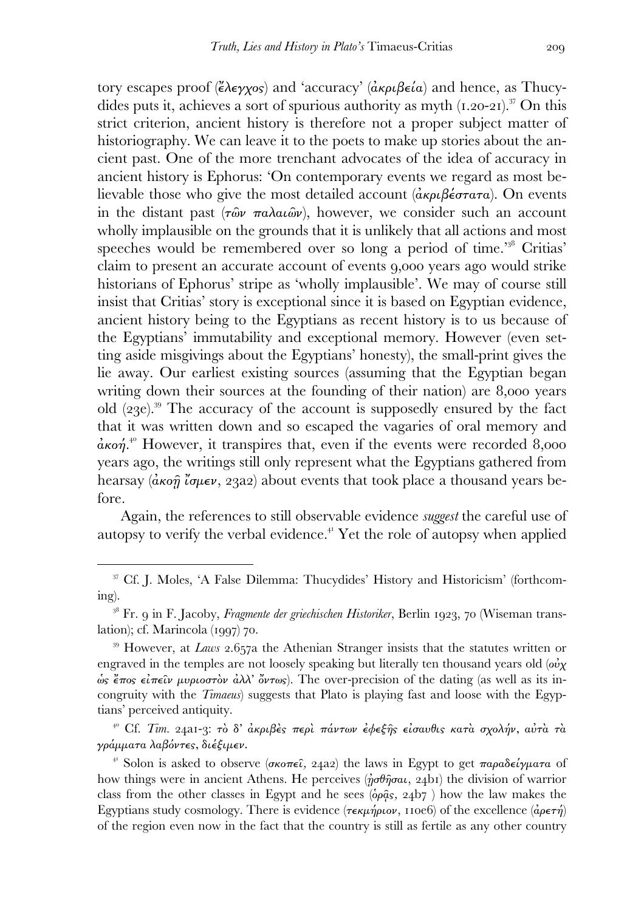tory escapes proof (ἔλεγχος) and 'accuracy' (ἀκριβεία) and hence, as Thucydides puts it, achieves a sort of spurious authority as myth (1.20-21).[37] On this strict criterion, ancient history is therefore not a proper subject matter of historiography. We can leave it to the poets to make up stories about the ancient past. One of the more trenchant advocates of the idea of accuracy in ancient history is Ephorus: 'On contemporary events we regard as most believable those who give the most detailed account (ἀκριβέστατα). On events in the distant past (τῶν παλαιῶν), however, we consider such an account wholly implausible on the grounds that it is unlikely that all actions and most speeches would be remembered over so long a period of time.'[38] Critias' claim to present an accurate account of events 9,000 years ago would strike historians of Ephorus' stripe as 'wholly implausible'. We may of course still insist that Critias' story is exceptional since it is based on Egyptian evidence, ancient history being to the Egyptians as recent history is to us because of the Egyptians' immutability and exceptional memory. However (even setting aside misgivings about the Egyptians' honesty), the small-print gives the lie away. Our earliest existing sources (assuming that the Egyptian began writing down their sources at the founding of their nation) are 8,000 years old (23e).[39] The accuracy of the account is supposedly ensured by the fact that it was written down and so escaped the vagaries of oral memory and ἀκοή.[40] However, it transpires that, even if the events were recorded 8,000 years ago, the writings still only represent what the Egyptians gathered from hearsay (ἀκοῇ ἴσμεν, 23a2) about events that took place a thousand years before.

Again, the references to still observable evidence *suggest* the careful use of autopsy to verify the verbal evidence.[41] Yet the role of autopsy when applied

---

[37] Cf. J. Moles, 'A False Dilemma: Thucydides' History and Historicism' (forthcoming).

[38] Fr. 9 in F. Jacoby, *Fragmente der griechischen Historiker*, Berlin 1923, 70 (Wiseman translation); cf. Marincola (1997) 70.

[39] However, at *Laws* 2.657a the Athenian Stranger insists that the statutes written or engraved in the temples are not loosely speaking but literally ten thousand years old (οὐχ ὡς ἔπος εἰπεῖν μυριοστὸν ἀλλ' ὄντως). The over-precision of the dating (as well as its incongruity with the *Timaeus*) suggests that Plato is playing fast and loose with the Egyptians' perceived antiquity.

[40] Cf. *Tim.* 24a1-3: τὸ δ' ἀκριβὲς περὶ πάντων ἐφεξῆς εἰσαυθις κατὰ σχολήν, αὐτὰ τὰ γράμματα λαβόντες, διέξιμεν.

[41] Solon is asked to observe (σκοπεῖ, 24a2) the laws in Egypt to get παραδείγματα of how things were in ancient Athens. He perceives (ᾐσθῆσαι, 24b1) the division of warrior class from the other classes in Egypt and he sees (ὁρᾷς, 24b7 ) how the law makes the Egyptians study cosmology. There is evidence (τεκμήριον, 110e6) of the excellence (ἀρετή) of the region even now in the fact that the country is still as fertile as any other country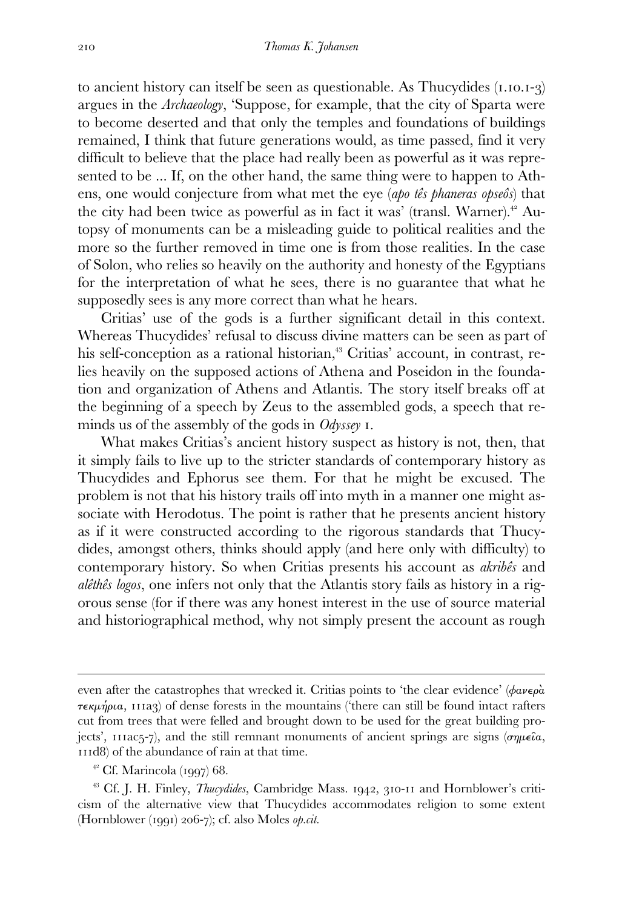to ancient history can itself be seen as questionable. As Thucydides (1.10.1-3) argues in the *Archaeology*, 'Suppose, for example, that the city of Sparta were to become deserted and that only the temples and foundations of buildings remained, I think that future generations would, as time passed, find it very difficult to believe that the place had really been as powerful as it was represented to be ... If, on the other hand, the same thing were to happen to Athens, one would conjecture from what met the eye (*apo tês phaneras opseôs*) that the city had been twice as powerful as in fact it was' (transl. Warner).[42] Autopsy of monuments can be a misleading guide to political realities and the more so the further removed in time one is from those realities. In the case of Solon, who relies so heavily on the authority and honesty of the Egyptians for the interpretation of what he sees, there is no guarantee that what he supposedly sees is any more correct than what he hears.

Critias' use of the gods is a further significant detail in this context. Whereas Thucydides' refusal to discuss divine matters can be seen as part of his self-conception as a rational historian,[43] Critias' account, in contrast, relies heavily on the supposed actions of Athena and Poseidon in the foundation and organization of Athens and Atlantis. The story itself breaks off at the beginning of a speech by Zeus to the assembled gods, a speech that reminds us of the assembly of the gods in *Odyssey* 1.

What makes Critias's ancient history suspect as history is not, then, that it simply fails to live up to the stricter standards of contemporary history as Thucydides and Ephorus see them. For that he might be excused. The problem is not that his history trails off into myth in a manner one might associate with Herodotus. The point is rather that he presents ancient history as if it were constructed according to the rigorous standards that Thucydides, amongst others, thinks should apply (and here only with difficulty) to contemporary history. So when Critias presents his account as *akribês* and *alêthês logos*, one infers not only that the Atlantis story fails as history in a rigorous sense (for if there was any honest interest in the use of source material and historiographical method, why not simply present the account as rough

---

even after the catastrophes that wrecked it. Critias points to 'the clear evidence' (φανερὰ τεκμήρια, 111a3) of dense forests in the mountains ('there can still be found intact rafters cut from trees that were felled and brought down to be used for the great building projects', 111ac5-7), and the still remnant monuments of ancient springs are signs (σημεῖα, 111d8) of the abundance of rain at that time.

[42] Cf. Marincola (1997) 68.

[43] Cf. J. H. Finley, *Thucydides*, Cambridge Mass. 1942, 310-11 and Hornblower's criticism of the alternative view that Thucydides accommodates religion to some extent (Hornblower (1991) 206-7); cf. also Moles *op.cit.*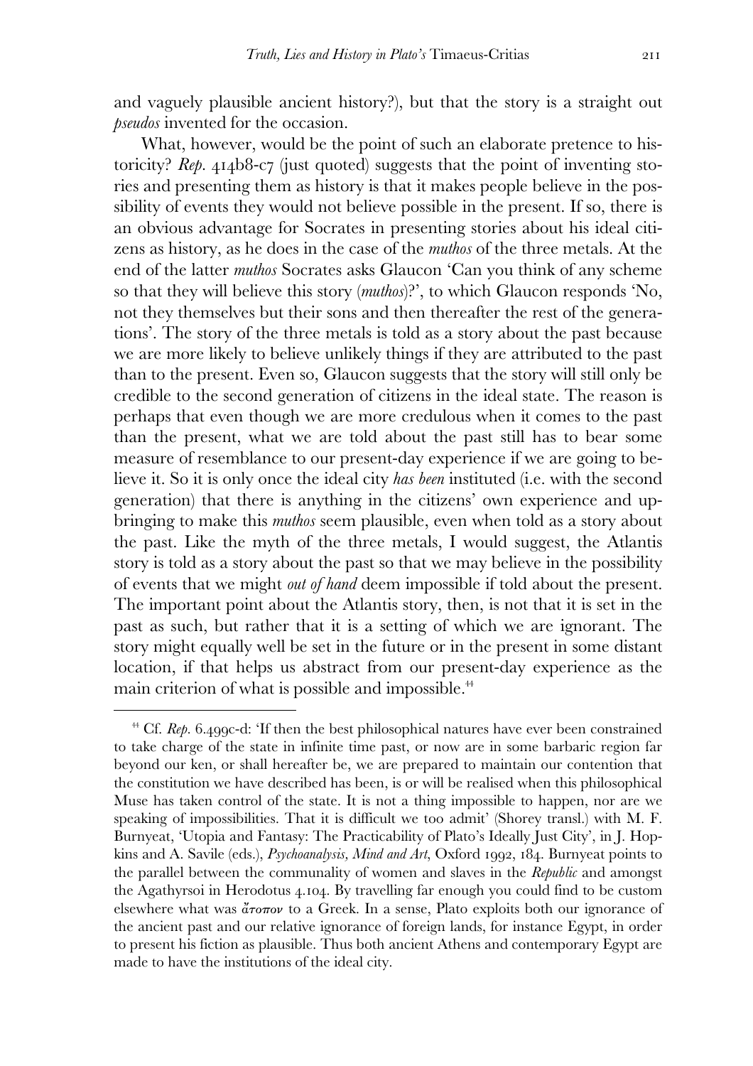and vaguely plausible ancient history?), but that the story is a straight out *pseudos* invented for the occasion.

What, however, would be the point of such an elaborate pretence to historicity? *Rep.* 414b8-c7 (just quoted) suggests that the point of inventing stories and presenting them as history is that it makes people believe in the possibility of events they would not believe possible in the present. If so, there is an obvious advantage for Socrates in presenting stories about his ideal citizens as history, as he does in the case of the *muthos* of the three metals. At the end of the latter *muthos* Socrates asks Glaucon 'Can you think of any scheme so that they will believe this story (*muthos*)?', to which Glaucon responds 'No, not they themselves but their sons and then thereafter the rest of the generations'. The story of the three metals is told as a story about the past because we are more likely to believe unlikely things if they are attributed to the past than to the present. Even so, Glaucon suggests that the story will still only be credible to the second generation of citizens in the ideal state. The reason is perhaps that even though we are more credulous when it comes to the past than the present, what we are told about the past still has to bear some measure of resemblance to our present-day experience if we are going to believe it. So it is only once the ideal city *has been* instituted (i.e. with the second generation) that there is anything in the citizens' own experience and upbringing to make this *muthos* seem plausible, even when told as a story about the past. Like the myth of the three metals, I would suggest, the Atlantis story is told as a story about the past so that we may believe in the possibility of events that we might *out of hand* deem impossible if told about the present. The important point about the Atlantis story, then, is not that it is set in the past as such, but rather that it is a setting of which we are ignorant. The story might equally well be set in the future or in the present in some distant location, if that helps us abstract from our present-day experience as the main criterion of what is possible and impossible.[44]

---

[44] Cf. *Rep.* 6.499c-d: 'If then the best philosophical natures have ever been constrained to take charge of the state in infinite time past, or now are in some barbaric region far beyond our ken, or shall hereafter be, we are prepared to maintain our contention that the constitution we have described has been, is or will be realised when this philosophical Muse has taken control of the state. It is not a thing impossible to happen, nor are we speaking of impossibilities. That it is difficult we too admit' (Shorey transl.) with M. F. Burnyeat, 'Utopia and Fantasy: The Practicability of Plato's Ideally Just City', in J. Hopkins and A. Savile (eds.), *Psychoanalysis, Mind and Art*, Oxford 1992, 184. Burnyeat points to the parallel between the communality of women and slaves in the *Republic* and amongst the Agathyrsoi in Herodotus 4.104. By travelling far enough you could find to be custom elsewhere what was ἄτοπον to a Greek. In a sense, Plato exploits both our ignorance of the ancient past and our relative ignorance of foreign lands, for instance Egypt, in order to present his fiction as plausible. Thus both ancient Athens and contemporary Egypt are made to have the institutions of the ideal city.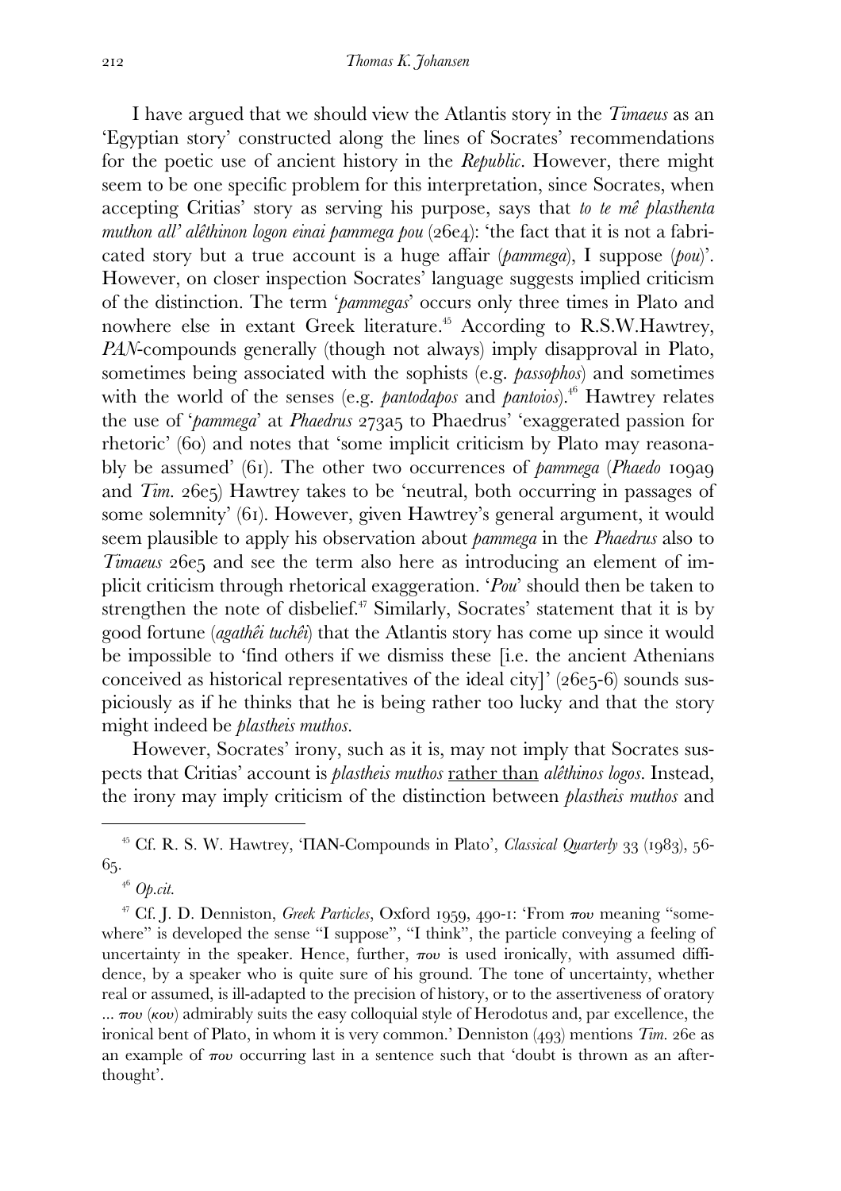I have argued that we should view the Atlantis story in the *Timaeus* as an 'Egyptian story' constructed along the lines of Socrates' recommendations for the poetic use of ancient history in the *Republic*. However, there might seem to be one specific problem for this interpretation, since Socrates, when accepting Critias' story as serving his purpose, says that *to te mê plasthenta muthon all' alêthinon logon einai pammega pou* (26e4): 'the fact that it is not a fabricated story but a true account is a huge affair (*pammega*), I suppose (*pou*)'. However, on closer inspection Socrates' language suggests implied criticism of the distinction. The term '*pammegas*' occurs only three times in Plato and nowhere else in extant Greek literature.[45] According to R.S.W.Hawtrey, *PAN*-compounds generally (though not always) imply disapproval in Plato, sometimes being associated with the sophists (e.g. *passophos*) and sometimes with the world of the senses (e.g. *pantodapos* and *pantoios*).[46] Hawtrey relates the use of '*pammega*' at *Phaedrus* 273a5 to Phaedrus' 'exaggerated passion for rhetoric' (60) and notes that 'some implicit criticism by Plato may reasonably be assumed' (61). The other two occurrences of *pammega* (*Phaedo* 109a9 and *Tim.* 26e5) Hawtrey takes to be 'neutral, both occurring in passages of some solemnity' (61). However, given Hawtrey's general argument, it would seem plausible to apply his observation about *pammega* in the *Phaedrus* also to *Timaeus* 26e5 and see the term also here as introducing an element of implicit criticism through rhetorical exaggeration. '*Pou*' should then be taken to strengthen the note of disbelief.[47] Similarly, Socrates' statement that it is by good fortune (*agathêi tuchêi*) that the Atlantis story has come up since it would be impossible to 'find others if we dismiss these [i.e. the ancient Athenians conceived as historical representatives of the ideal city]' (26e5-6) sounds suspiciously as if he thinks that he is being rather too lucky and that the story might indeed be *plastheis muthos*.

However, Socrates' irony, such as it is, may not imply that Socrates suspects that Critias' account is *plastheis muthos* <u>rather than</u> *alêthinos logos*. Instead, the irony may imply criticism of the distinction between *plastheis muthos* and

---

[45] Cf. R. S. W. Hawtrey, 'ΠΑΝ-Compounds in Plato', *Classical Quarterly* 33 (1983), 56-65.

[46] *Op.cit.*

[47] Cf. J. D. Denniston, *Greek Particles*, Oxford 1959, 490-1: 'From που meaning "somewhere" is developed the sense "I suppose", "I think", the particle conveying a feeling of uncertainty in the speaker. Hence, further, που is used ironically, with assumed diffidence, by a speaker who is quite sure of his ground. The tone of uncertainty, whether real or assumed, is ill-adapted to the precision of history, or to the assertiveness of oratory ... που (κου) admirably suits the easy colloquial style of Herodotus and, par excellence, the ironical bent of Plato, in whom it is very common.' Denniston (493) mentions *Tim.* 26e as an example of που occurring last in a sentence such that 'doubt is thrown as an afterthought'.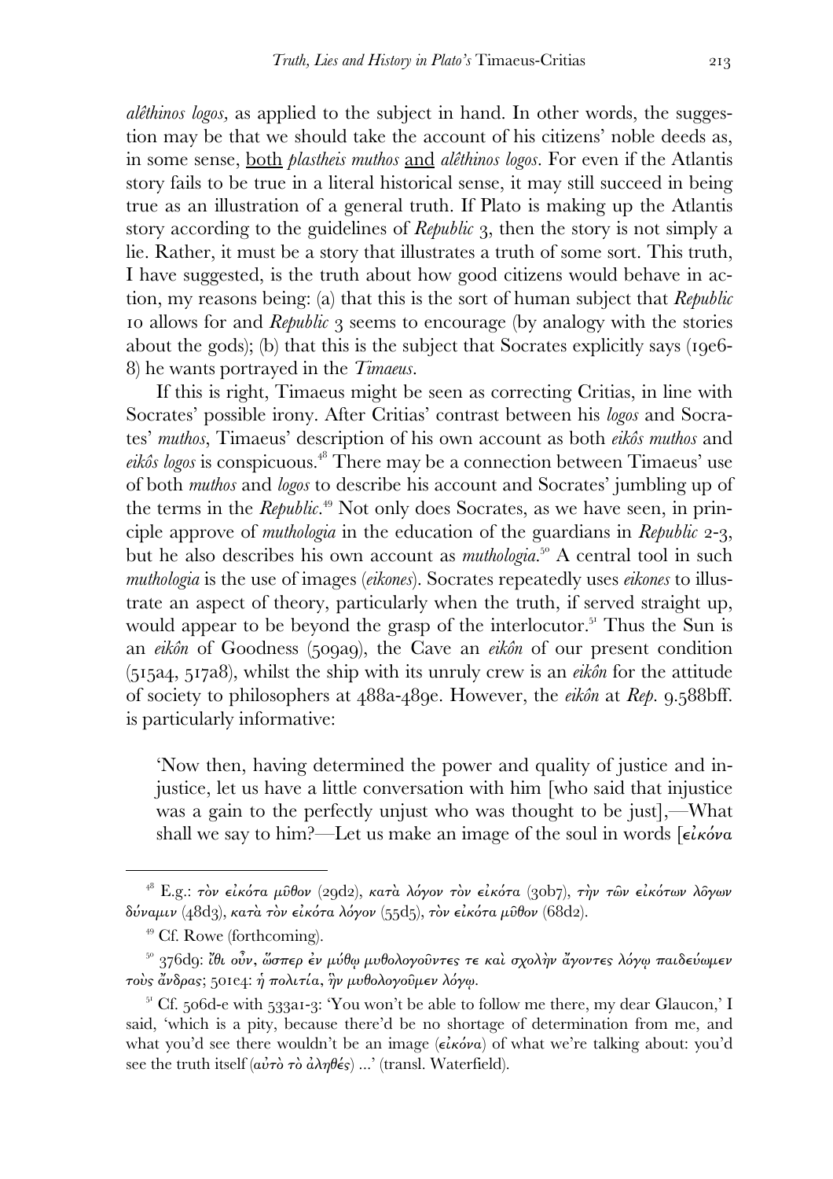*alêthinos logos,* as applied to the subject in hand. In other words, the suggestion may be that we should take the account of his citizens' noble deeds as, in some sense, both *plastheis muthos* and *alêthinos logos*. For even if the Atlantis story fails to be true in a literal historical sense, it may still succeed in being true as an illustration of a general truth. If Plato is making up the Atlantis story according to the guidelines of *Republic* 3, then the story is not simply a lie. Rather, it must be a story that illustrates a truth of some sort. This truth, I have suggested, is the truth about how good citizens would behave in action, my reasons being: (a) that this is the sort of human subject that *Republic* 10 allows for and *Republic* 3 seems to encourage (by analogy with the stories about the gods); (b) that this is the subject that Socrates explicitly says (19e6-8) he wants portrayed in the *Timaeus*.

If this is right, Timaeus might be seen as correcting Critias, in line with Socrates' possible irony. After Critias' contrast between his *logos* and Socrates' *muthos*, Timaeus' description of his own account as both *eikôs muthos* and *eikôs logos* is conspicuous.[48] There may be a connection between Timaeus' use of both *muthos* and *logos* to describe his account and Socrates' jumbling up of the terms in the *Republic*.[49] Not only does Socrates, as we have seen, in principle approve of *muthologia* in the education of the guardians in *Republic* 2-3, but he also describes his own account as *muthologia*.[50] A central tool in such *muthologia* is the use of images (*eikones*). Socrates repeatedly uses *eikones* to illustrate an aspect of theory, particularly when the truth, if served straight up, would appear to be beyond the grasp of the interlocutor.[51] Thus the Sun is an *eikôn* of Goodness (509a9), the Cave an *eikôn* of our present condition (515a4, 517a8), whilst the ship with its unruly crew is an *eikôn* for the attitude of society to philosophers at 488a-489e. However, the *eikôn* at *Rep.* 9.588bff. is particularly informative:

> 'Now then, having determined the power and quality of justice and injustice, let us have a little conversation with him [who said that injustice was a gain to the perfectly unjust who was thought to be just],—What shall we say to him?—Let us make an image of the soul in words [εἰκόνα

---

[48] E.g.: τὸν εἰκότα μῦθον (29d2), κατὰ λόγον τὸν εἰκότα (30b7), τὴν τῶν εἰκότων λόγων δύναμιν (48d3), κατὰ τὸν εἰκότα λόγον (55d5), τὸν εἰκότα μῦθον (68d2).

[49] Cf. Rowe (forthcoming).

[50] 376d9: ἴθι οὖν, ὥσπερ ἐν μύθῳ μυθολογοῦντές τε καὶ σχολὴν ἄγοντες λόγῳ παιδεύωμεν τοὺς ἄνδρας; 501e4: ἡ πολιτία, ἣν μυθολογοῦμεν λόγῳ.

[51] Cf. 506d-e with 533a1-3: 'You won't be able to follow me there, my dear Glaucon,' I said, 'which is a pity, because there'd be no shortage of determination from me, and what you'd see there wouldn't be an image (εἰκόνα) of what we're talking about: you'd see the truth itself (αὐτὸ τὸ ἀληθές) ...' (transl. Waterfield).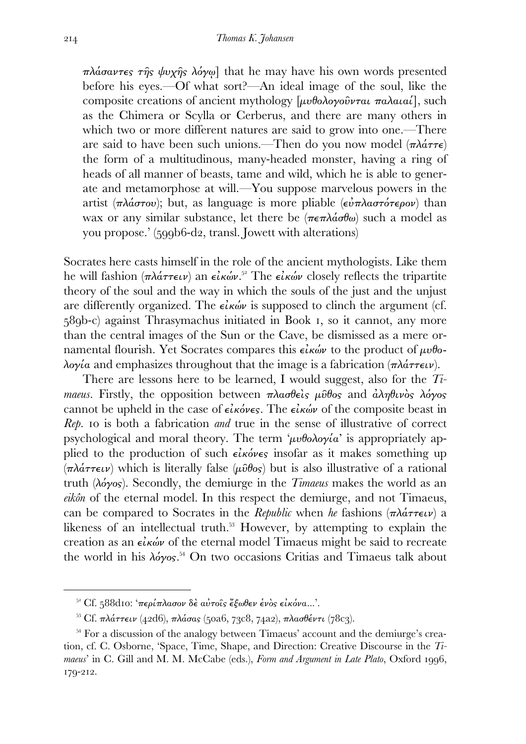πλάσαντες τῆς ψυχῆς λόγῳ] that he may have his own words presented before his eyes.—Of what sort?—An ideal image of the soul, like the composite creations of ancient mythology [μυθολογοῦνται παλαιαί], such as the Chimera or Scylla or Cerberus, and there are many others in which two or more different natures are said to grow into one.—There are said to have been such unions.—Then do you now model (πλάττε) the form of a multitudinous, many-headed monster, having a ring of heads of all manner of beasts, tame and wild, which he is able to generate and metamorphose at will.—You suppose marvelous powers in the artist (πλάστου); but, as language is more pliable (εὐπλαστότερον) than wax or any similar substance, let there be (πεπλάσθω) such a model as you propose.' (599b6-d2, transl. Jowett with alterations)

Socrates here casts himself in the role of the ancient mythologists. Like them he will fashion (πλάττειν) an εἰκών.[52] The εἰκών closely reflects the tripartite theory of the soul and the way in which the souls of the just and the unjust are differently organized. The εἰκών is supposed to clinch the argument (cf. 589b-c) against Thrasymachus initiated in Book 1, so it cannot, any more than the central images of the Sun or the Cave, be dismissed as a mere ornamental flourish. Yet Socrates compares this εἰκών to the product of μυθολογία and emphasizes throughout that the image is a fabrication (πλάττειν).

There are lessons here to be learned, I would suggest, also for the *Timaeus*. Firstly, the opposition between πλασθεὶς μῦθος and ἀληθινὸς λόγος cannot be upheld in the case of εἰκόνες. The εἰκών of the composite beast in *Rep.* 10 is both a fabrication *and* true in the sense of illustrative of correct psychological and moral theory. The term 'μυθολογία' is appropriately applied to the production of such εἰκόνες insofar as it makes something up (πλάττειν) which is literally false (μῦθος) but is also illustrative of a rational truth (λόγος). Secondly, the demiurge in the *Timaeus* makes the world as an *eikôn* of the eternal model. In this respect the demiurge, and not Timaeus, can be compared to Socrates in the *Republic* when *he* fashions (πλάττειν) a likeness of an intellectual truth.[53] However, by attempting to explain the creation as an εἰκών of the eternal model Timaeus might be said to recreate the world in his λόγος.[54] On two occasions Critias and Timaeus talk about

---

[52] Cf. 588d10: 'περίπλασον δὲ αὐτοῖς ἔξωθεν ἑνὸς εἰκόνα...'.

[53] Cf. πλάττειν (42d6), πλάσας (50a6, 73c8, 74a2), πλασθέντι (78c3).

[54] For a discussion of the analogy between Timaeus' account and the demiurge's creation, cf. C. Osborne, 'Space, Time, Shape, and Direction: Creative Discourse in the *Timaeus*' in C. Gill and M. M. McCabe (eds.), *Form and Argument in Late Plato*, Oxford 1996, 179-212.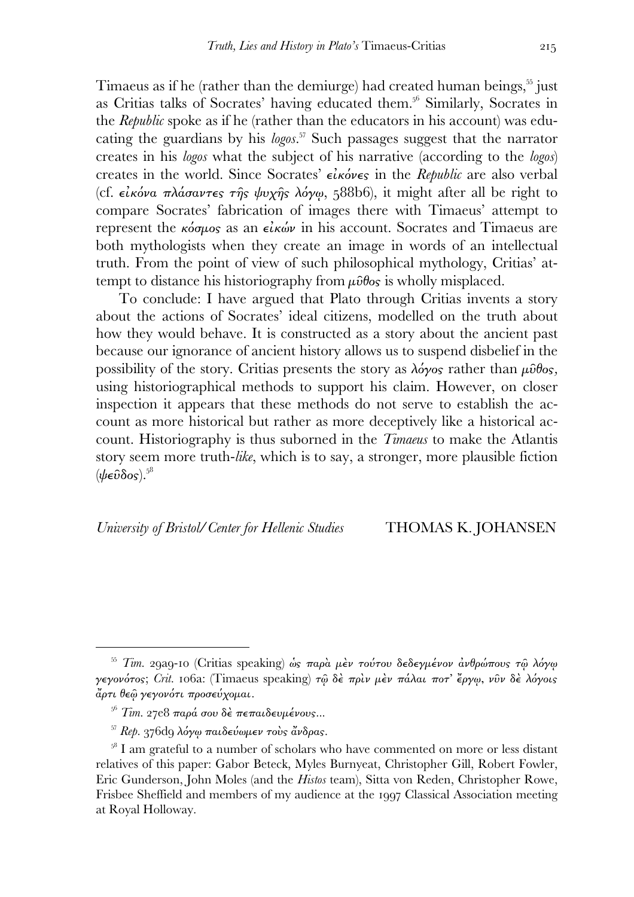Timaeus as if he (rather than the demiurge) had created human beings,[55] just as Critias talks of Socrates' having educated them.[56] Similarly, Socrates in the *Republic* spoke as if he (rather than the educators in his account) was educating the guardians by his *logos*.[57] Such passages suggest that the narrator creates in his *logos* what the subject of his narrative (according to the *logos*) creates in the world. Since Socrates' εἰκόνες in the *Republic* are also verbal (cf. εἰκόνα πλάσαντες τῆς ψυχῆς λόγῳ, 588b6), it might after all be right to compare Socrates' fabrication of images there with Timaeus' attempt to represent the κόσμος as an εἰκών in his account. Socrates and Timaeus are both mythologists when they create an image in words of an intellectual truth. From the point of view of such philosophical mythology, Critias' attempt to distance his historiography from μῦθος is wholly misplaced.

To conclude: I have argued that Plato through Critias invents a story about the actions of Socrates' ideal citizens, modelled on the truth about how they would behave. It is constructed as a story about the ancient past because our ignorance of ancient history allows us to suspend disbelief in the possibility of the story. Critias presents the story as λόγος rather than μῦθος, using historiographical methods to support his claim. However, on closer inspection it appears that these methods do not serve to establish the account as more historical but rather as more deceptively like a historical account. Historiography is thus suborned in the *Timaeus* to make the Atlantis story seem more truth-*like*, which is to say, a stronger, more plausible fiction (ψεῦδος).[58]

*University of Bristol/ Center for Hellenic Studies* THOMAS K. JOHANSEN

---

[55] *Tim.* 29a9-10 (Critias speaking) ὡς παρὰ μὲν τούτου δεδεγμένον ἀνθρώπους τῷ λόγῳ γεγονότος; *Crit.* 106a: (Timaeus speaking) τῷ δὲ πρὶν μὲν πάλαι ποτ' ἔργῳ, νῦν δὲ λόγοις ἄρτι θεῷ γεγονότι προσεύχομαι.

[56] *Tim.* 27e8 παρά σου δὲ πεπαιδευμένους...

[57] *Rep.* 376d9 λόγῳ παιδεύωμεν τοὺς ἄνδρας.

[58] I am grateful to a number of scholars who have commented on more or less distant relatives of this paper: Gabor Beteck, Myles Burnyeat, Christopher Gill, Robert Fowler, Eric Gunderson, John Moles (and the *Histos* team), Sitta von Reden, Christopher Rowe, Frisbee Sheffield and members of my audience at the 1997 Classical Association meeting at Royal Holloway.